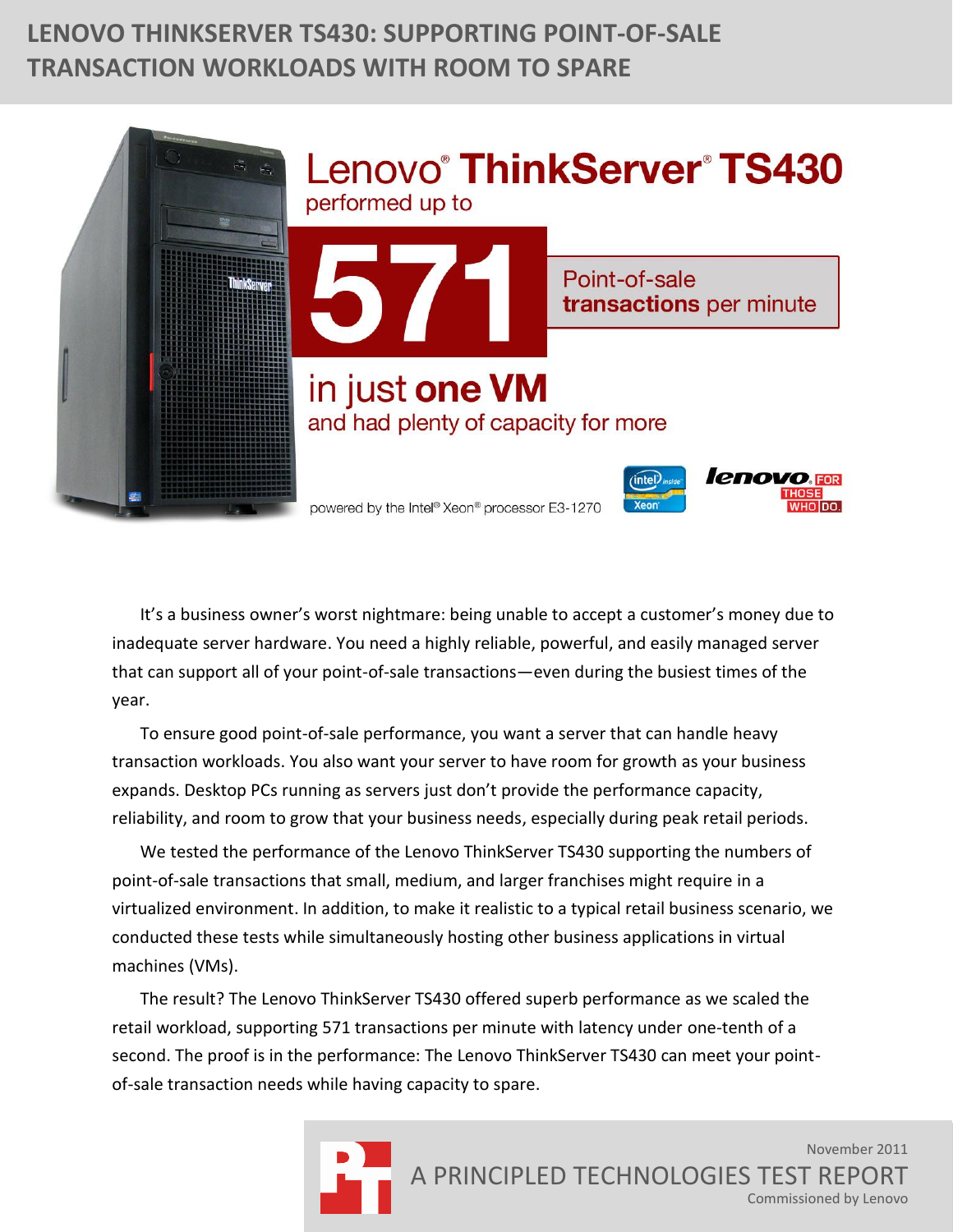# LENOVO THINKSERVER TS430: SUPPORTING POINT-OF-SALE TRANSACTION WORKLOADS WITH ROOM TO SPARE

Lenovo® ThinkServer® TS430 performed up to

**571** Point-of-sale **transactions** per minute

in just **one VM** and had plenty of capacity for more

powered by the Intel® Xeon® processor E3-1270

It's a business owner's worst nightmare: being unable to accept a customer's money due to inadequate server hardware. You need a highly reliable, powerful, and easily managed server that can support all of your point-of-sale transactions—even during the busiest times of the year.

To ensure good point-of-sale performance, you want a server that can handle heavy transaction workloads. You also want your server to have room for growth as your business expands. Desktop PCs running as servers just don't provide the performance capacity, reliability, and room to grow that your business needs, especially during peak retail periods.

We tested the performance of the Lenovo ThinkServer TS430 supporting the numbers of point-of-sale transactions that small, medium, and larger franchises might require in a virtualized environment. In addition, to make it realistic to a typical retail business scenario, we conducted these tests while simultaneously hosting other business applications in virtual machines (VMs).

The result? The Lenovo ThinkServer TS430 offered superb performance as we scaled the retail workload, supporting 571 transactions per minute with latency under one-tenth of a second. The proof is in the performance: The Lenovo ThinkServer TS430 can meet your point-of-sale transaction needs while having capacity to spare.

November 2011

A PRINCIPLED TECHNOLOGIES TEST REPORT

Commissioned by Lenovo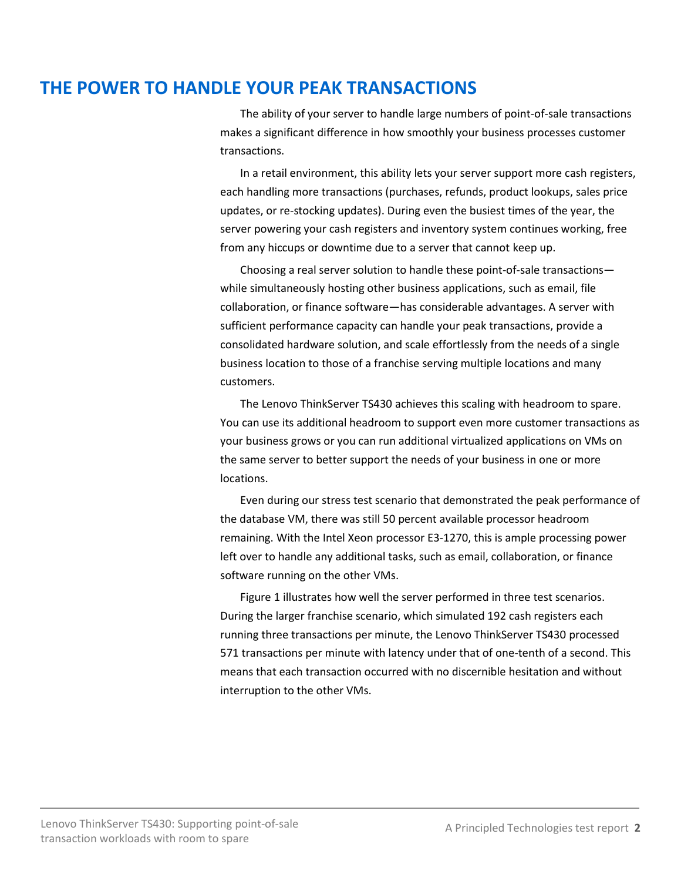## THE POWER TO HANDLE YOUR PEAK TRANSACTIONS

The ability of your server to handle large numbers of point-of-sale transactions makes a significant difference in how smoothly your business processes customer transactions.

In a retail environment, this ability lets your server support more cash registers, each handling more transactions (purchases, refunds, product lookups, sales price updates, or re-stocking updates). During even the busiest times of the year, the server powering your cash registers and inventory system continues working, free from any hiccups or downtime due to a server that cannot keep up.

Choosing a real server solution to handle these point-of-sale transactions—while simultaneously hosting other business applications, such as email, file collaboration, or finance software—has considerable advantages. A server with sufficient performance capacity can handle your peak transactions, provide a consolidated hardware solution, and scale effortlessly from the needs of a single business location to those of a franchise serving multiple locations and many customers.

The Lenovo ThinkServer TS430 achieves this scaling with headroom to spare. You can use its additional headroom to support even more customer transactions as your business grows or you can run additional virtualized applications on VMs on the same server to better support the needs of your business in one or more locations.

Even during our stress test scenario that demonstrated the peak performance of the database VM, there was still 50 percent available processor headroom remaining. With the Intel Xeon processor E3-1270, this is ample processing power left over to handle any additional tasks, such as email, collaboration, or finance software running on the other VMs.

Figure 1 illustrates how well the server performed in three test scenarios. During the larger franchise scenario, which simulated 192 cash registers each running three transactions per minute, the Lenovo ThinkServer TS430 processed 571 transactions per minute with latency under that of one-tenth of a second. This means that each transaction occurred with no discernible hesitation and without interruption to the other VMs.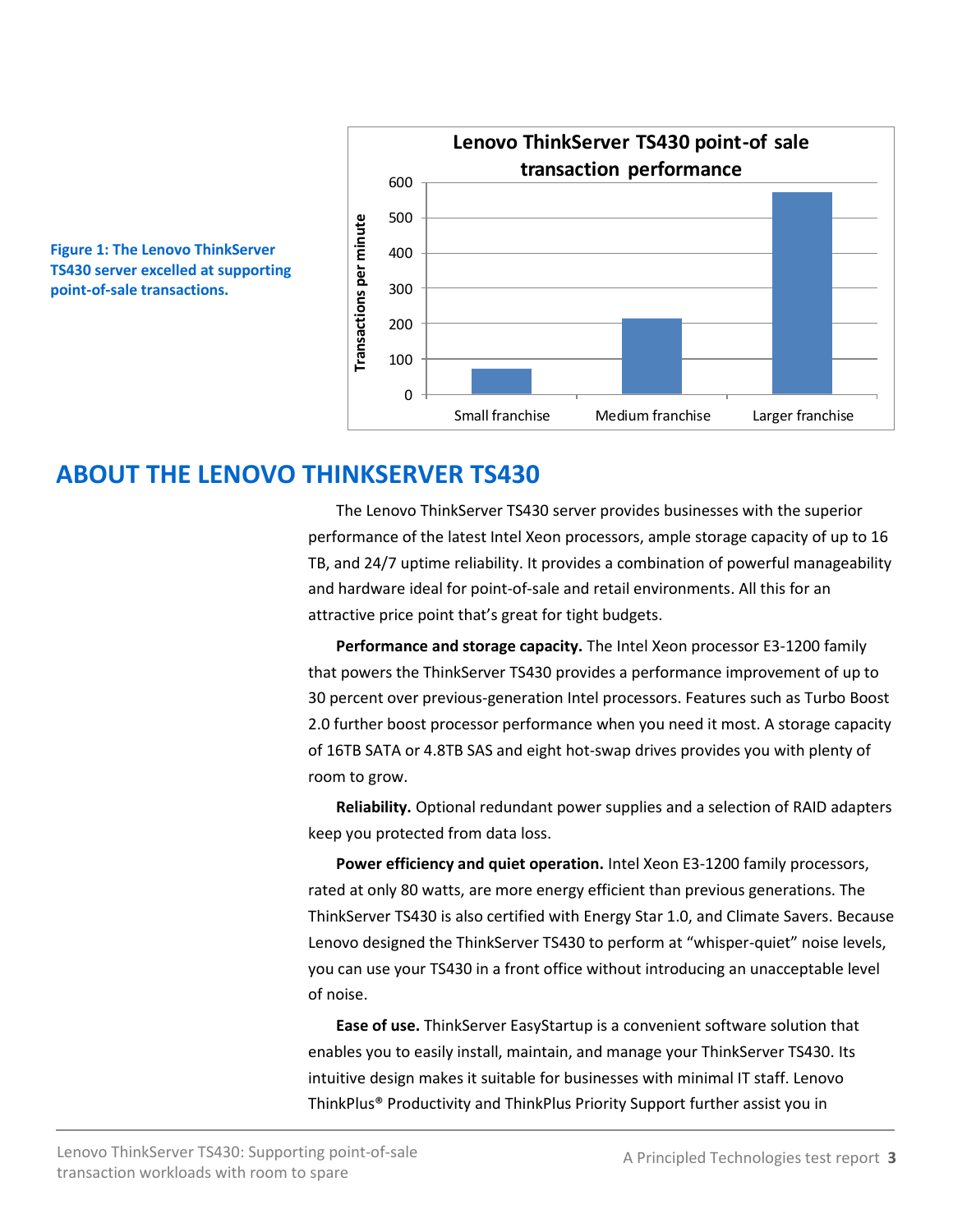**Figure 1: The Lenovo ThinkServer TS430 server excelled at supporting point-of-sale transactions.**

## ABOUT THE LENOVO THINKSERVER TS430

The Lenovo ThinkServer TS430 server provides businesses with the superior performance of the latest Intel Xeon processors, ample storage capacity of up to 16 TB, and 24/7 uptime reliability. It provides a combination of powerful manageability and hardware ideal for point-of-sale and retail environments. All this for an attractive price point that's great for tight budgets.

**Performance and storage capacity.** The Intel Xeon processor E3-1200 family that powers the ThinkServer TS430 provides a performance improvement of up to 30 percent over previous-generation Intel processors. Features such as Turbo Boost 2.0 further boost processor performance when you need it most. A storage capacity of 16TB SATA or 4.8TB SAS and eight hot-swap drives provides you with plenty of room to grow.

**Reliability.** Optional redundant power supplies and a selection of RAID adapters keep you protected from data loss.

**Power efficiency and quiet operation.** Intel Xeon E3-1200 family processors, rated at only 80 watts, are more energy efficient than previous generations. The ThinkServer TS430 is also certified with Energy Star 1.0, and Climate Savers. Because Lenovo designed the ThinkServer TS430 to perform at "whisper-quiet" noise levels, you can use your TS430 in a front office without introducing an unacceptable level of noise.

**Ease of use.** ThinkServer EasyStartup is a convenient software solution that enables you to easily install, maintain, and manage your ThinkServer TS430. Its intuitive design makes it suitable for businesses with minimal IT staff. Lenovo ThinkPlus® Productivity and ThinkPlus Priority Support further assist you in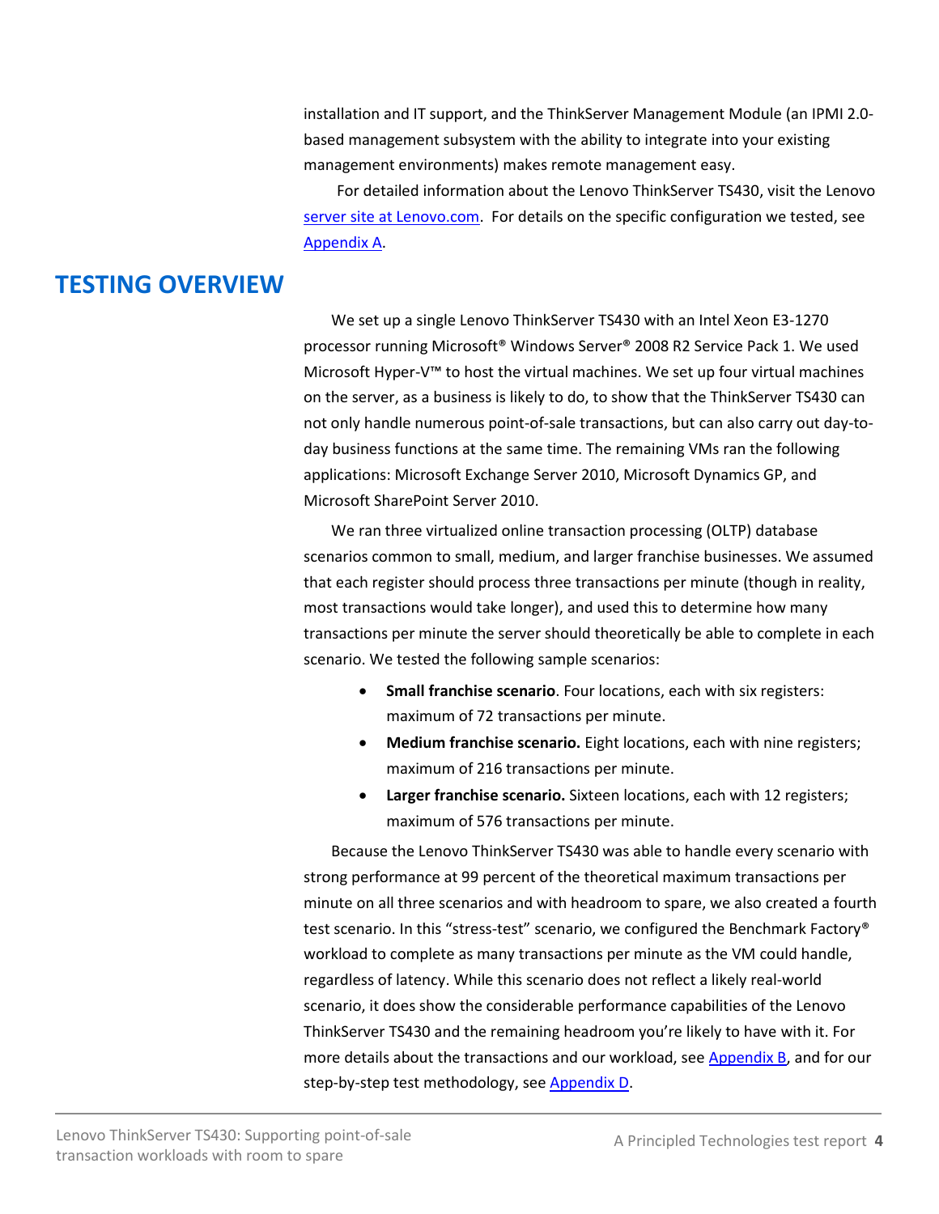installation and IT support, and the ThinkServer Management Module (an IPMI 2.0-based management subsystem with the ability to integrate into your existing management environments) makes remote management easy.

For detailed information about the Lenovo ThinkServer TS430, visit the Lenovo server site at Lenovo.com. For details on the specific configuration we tested, see Appendix A.

## TESTING OVERVIEW

We set up a single Lenovo ThinkServer TS430 with an Intel Xeon E3-1270 processor running Microsoft® Windows Server® 2008 R2 Service Pack 1. We used Microsoft Hyper-V™ to host the virtual machines. We set up four virtual machines on the server, as a business is likely to do, to show that the ThinkServer TS430 can not only handle numerous point-of-sale transactions, but can also carry out day-to-day business functions at the same time. The remaining VMs ran the following applications: Microsoft Exchange Server 2010, Microsoft Dynamics GP, and Microsoft SharePoint Server 2010.

We ran three virtualized online transaction processing (OLTP) database scenarios common to small, medium, and larger franchise businesses. We assumed that each register should process three transactions per minute (though in reality, most transactions would take longer), and used this to determine how many transactions per minute the server should theoretically be able to complete in each scenario. We tested the following sample scenarios:

- **Small franchise scenario**. Four locations, each with six registers: maximum of 72 transactions per minute.
- **Medium franchise scenario.** Eight locations, each with nine registers; maximum of 216 transactions per minute.
- **Larger franchise scenario.** Sixteen locations, each with 12 registers; maximum of 576 transactions per minute.

Because the Lenovo ThinkServer TS430 was able to handle every scenario with strong performance at 99 percent of the theoretical maximum transactions per minute on all three scenarios and with headroom to spare, we also created a fourth test scenario. In this "stress-test" scenario, we configured the Benchmark Factory® workload to complete as many transactions per minute as the VM could handle, regardless of latency. While this scenario does not reflect a likely real-world scenario, it does show the considerable performance capabilities of the Lenovo ThinkServer TS430 and the remaining headroom you're likely to have with it. For more details about the transactions and our workload, see Appendix B, and for our step-by-step test methodology, see Appendix D.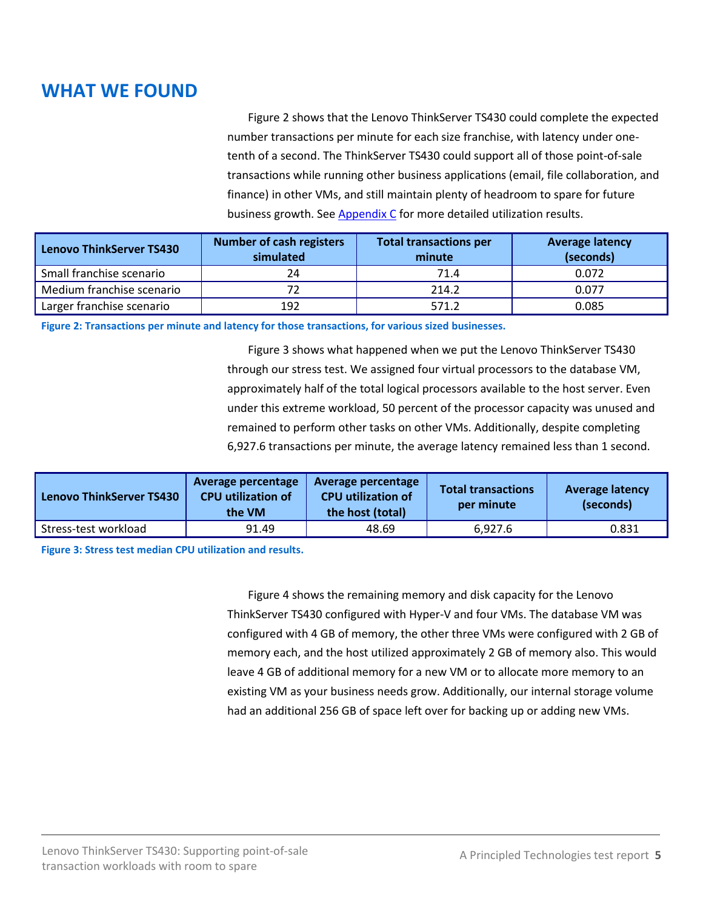## WHAT WE FOUND

Figure 2 shows that the Lenovo ThinkServer TS430 could complete the expected number transactions per minute for each size franchise, with latency under one-tenth of a second. The ThinkServer TS430 could support all of those point-of-sale transactions while running other business applications (email, file collaboration, and finance) in other VMs, and still maintain plenty of headroom to spare for future business growth. See Appendix C for more detailed utilization results.

| Lenovo ThinkServer TS430 | Number of cash registers simulated | Total transactions per minute | Average latency (seconds) |
|---|---|---|---|
| Small franchise scenario | 24 | 71.4 | 0.072 |
| Medium franchise scenario | 72 | 214.2 | 0.077 |
| Larger franchise scenario | 192 | 571.2 | 0.085 |

**Figure 2: Transactions per minute and latency for those transactions, for various sized businesses.**

Figure 3 shows what happened when we put the Lenovo ThinkServer TS430 through our stress test. We assigned four virtual processors to the database VM, approximately half of the total logical processors available to the host server. Even under this extreme workload, 50 percent of the processor capacity was unused and remained to perform other tasks on other VMs. Additionally, despite completing 6,927.6 transactions per minute, the average latency remained less than 1 second.

| Lenovo ThinkServer TS430 | Average percentage CPU utilization of the VM | Average percentage CPU utilization of the host (total) | Total transactions per minute | Average latency (seconds) |
|---|---|---|---|---|
| Stress-test workload | 91.49 | 48.69 | 6,927.6 | 0.831 |

**Figure 3: Stress test median CPU utilization and results.**

Figure 4 shows the remaining memory and disk capacity for the Lenovo ThinkServer TS430 configured with Hyper-V and four VMs. The database VM was configured with 4 GB of memory, the other three VMs were configured with 2 GB of memory each, and the host utilized approximately 2 GB of memory also. This would leave 4 GB of additional memory for a new VM or to allocate more memory to an existing VM as your business needs grow. Additionally, our internal storage volume had an additional 256 GB of space left over for backing up or adding new VMs.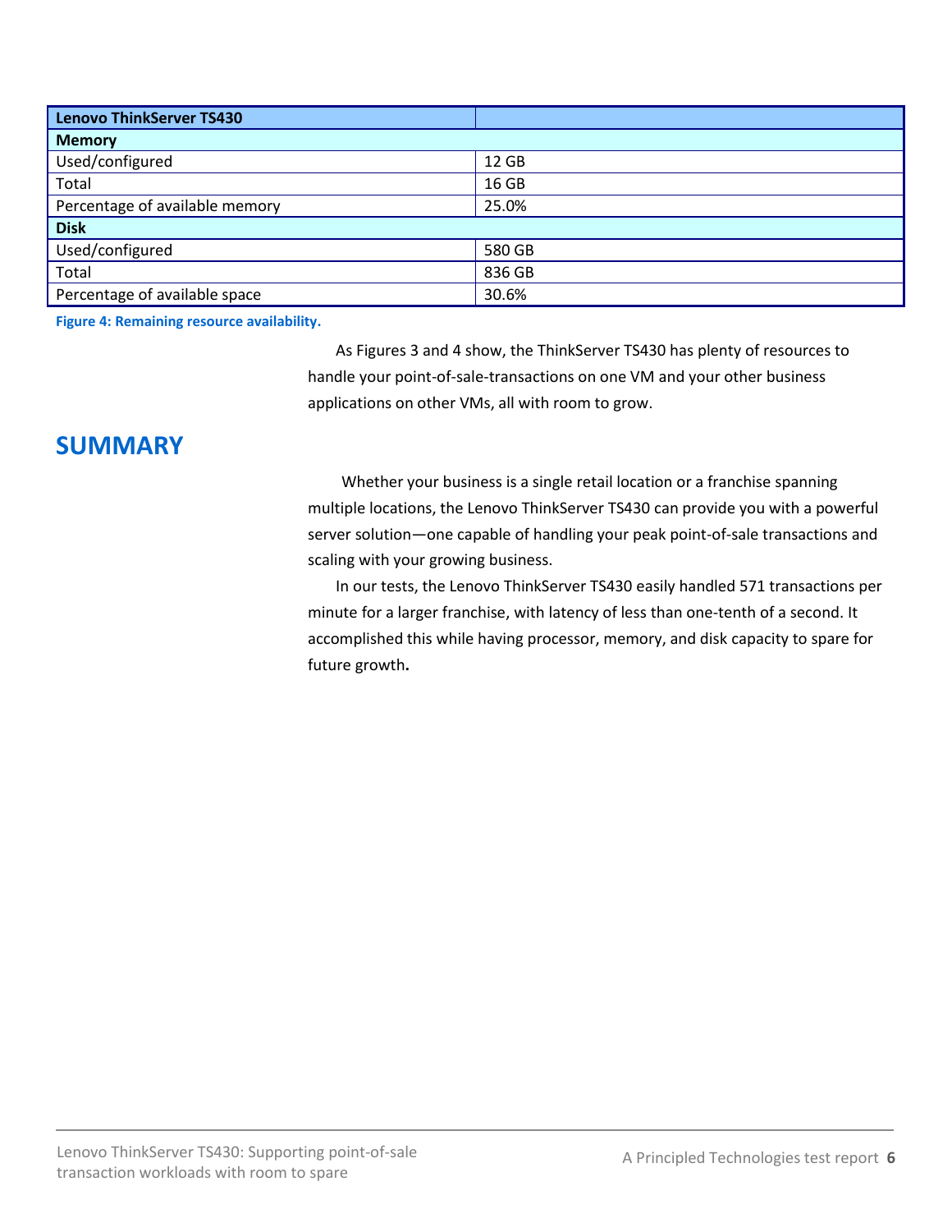| Lenovo ThinkServer TS430 | |
|---|---|
| **Memory** | |
| Used/configured | 12 GB |
| Total | 16 GB |
| Percentage of available memory | 25.0% |
| **Disk** | |
| Used/configured | 580 GB |
| Total | 836 GB |
| Percentage of available space | 30.6% |

**Figure 4: Remaining resource availability.**

As Figures 3 and 4 show, the ThinkServer TS430 has plenty of resources to handle your point-of-sale-transactions on one VM and your other business applications on other VMs, all with room to grow.

## SUMMARY

Whether your business is a single retail location or a franchise spanning multiple locations, the Lenovo ThinkServer TS430 can provide you with a powerful server solution—one capable of handling your peak point-of-sale transactions and scaling with your growing business.

In our tests, the Lenovo ThinkServer TS430 easily handled 571 transactions per minute for a larger franchise, with latency of less than one-tenth of a second. It accomplished this while having processor, memory, and disk capacity to spare for future growth.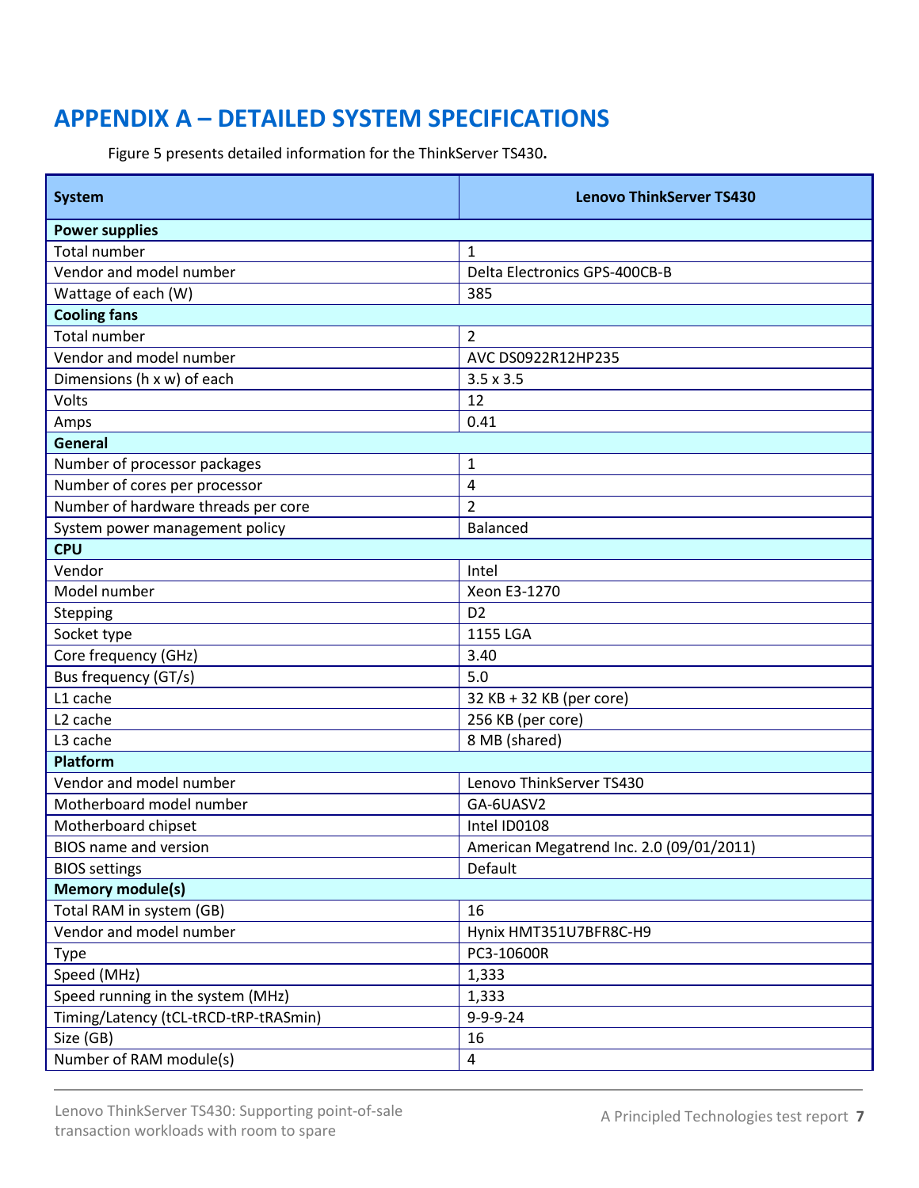# APPENDIX A – DETAILED SYSTEM SPECIFICATIONS

Figure 5 presents detailed information for the ThinkServer TS430**.**

| System | Lenovo ThinkServer TS430 |
|---|---|
| **Power supplies** | |
| Total number | 1 |
| Vendor and model number | Delta Electronics GPS-400CB-B |
| Wattage of each (W) | 385 |
| **Cooling fans** | |
| Total number | 2 |
| Vendor and model number | AVC DS0922R12HP235 |
| Dimensions (h x w) of each | 3.5 x 3.5 |
| Volts | 12 |
| Amps | 0.41 |
| **General** | |
| Number of processor packages | 1 |
| Number of cores per processor | 4 |
| Number of hardware threads per core | 2 |
| System power management policy | Balanced |
| **CPU** | |
| Vendor | Intel |
| Model number | Xeon E3-1270 |
| Stepping | D2 |
| Socket type | 1155 LGA |
| Core frequency (GHz) | 3.40 |
| Bus frequency (GT/s) | 5.0 |
| L1 cache | 32 KB + 32 KB (per core) |
| L2 cache | 256 KB (per core) |
| L3 cache | 8 MB (shared) |
| **Platform** | |
| Vendor and model number | Lenovo ThinkServer TS430 |
| Motherboard model number | GA-6UASV2 |
| Motherboard chipset | Intel ID0108 |
| BIOS name and version | American Megatrend Inc. 2.0 (09/01/2011) |
| BIOS settings | Default |
| **Memory module(s)** | |
| Total RAM in system (GB) | 16 |
| Vendor and model number | Hynix HMT351U7BFR8C-H9 |
| Type | PC3-10600R |
| Speed (MHz) | 1,333 |
| Speed running in the system (MHz) | 1,333 |
| Timing/Latency (tCL-tRCD-tRP-tRASmin) | 9-9-9-24 |
| Size (GB) | 16 |
| Number of RAM module(s) | 4 |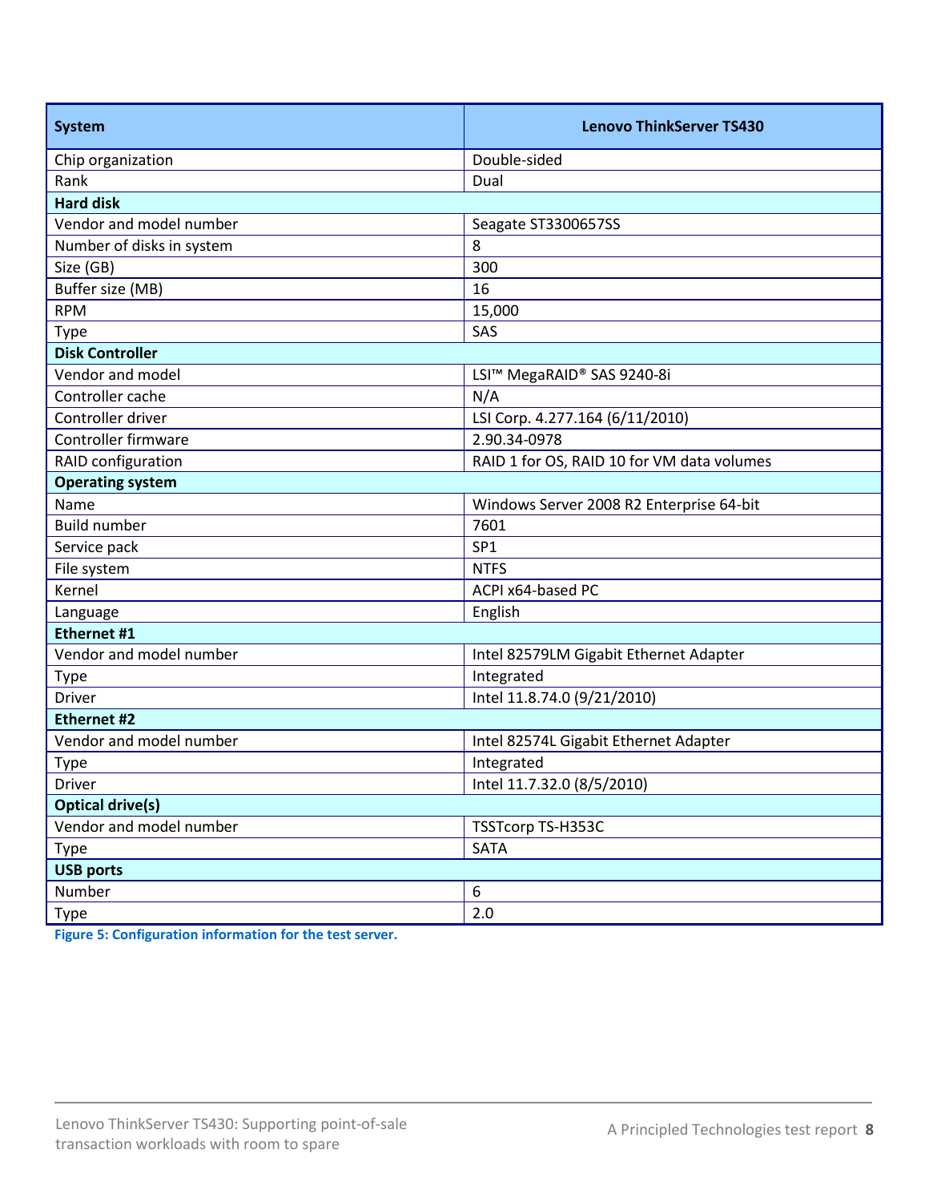| System | Lenovo ThinkServer TS430 |
|---|---|
| Chip organization | Double-sided |
| Rank | Dual |
| **Hard disk** | |
| Vendor and model number | Seagate ST3300657SS |
| Number of disks in system | 8 |
| Size (GB) | 300 |
| Buffer size (MB) | 16 |
| RPM | 15,000 |
| Type | SAS |
| **Disk Controller** | |
| Vendor and model | LSI™ MegaRAID® SAS 9240-8i |
| Controller cache | N/A |
| Controller driver | LSI Corp. 4.277.164 (6/11/2010) |
| Controller firmware | 2.90.34-0978 |
| RAID configuration | RAID 1 for OS, RAID 10 for VM data volumes |
| **Operating system** | |
| Name | Windows Server 2008 R2 Enterprise 64-bit |
| Build number | 7601 |
| Service pack | SP1 |
| File system | NTFS |
| Kernel | ACPI x64-based PC |
| Language | English |
| **Ethernet #1** | |
| Vendor and model number | Intel 82579LM Gigabit Ethernet Adapter |
| Type | Integrated |
| Driver | Intel 11.8.74.0 (9/21/2010) |
| **Ethernet #2** | |
| Vendor and model number | Intel 82574L Gigabit Ethernet Adapter |
| Type | Integrated |
| Driver | Intel 11.7.32.0 (8/5/2010) |
| **Optical drive(s)** | |
| Vendor and model number | TSSTcorp TS-H353C |
| Type | SATA |
| **USB ports** | |
| Number | 6 |
| Type | 2.0 |

Figure 5: Configuration information for the test server.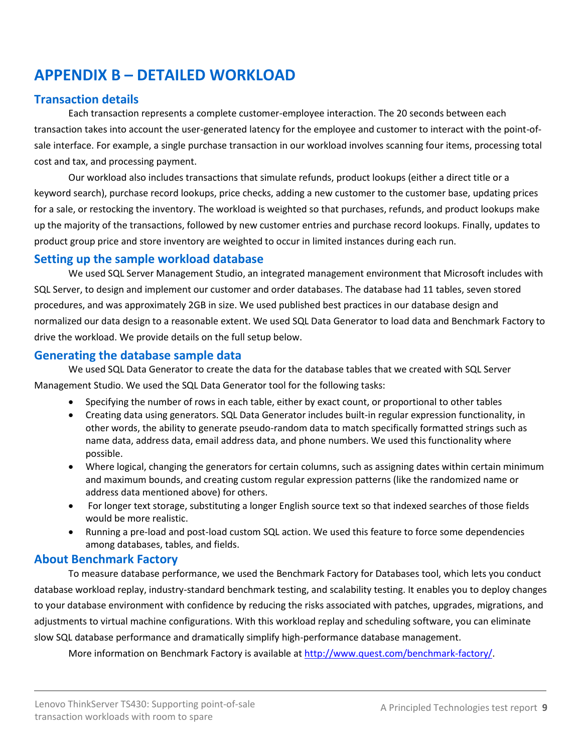# APPENDIX B – DETAILED WORKLOAD

## Transaction details

Each transaction represents a complete customer-employee interaction. The 20 seconds between each transaction takes into account the user-generated latency for the employee and customer to interact with the point-of-sale interface. For example, a single purchase transaction in our workload involves scanning four items, processing total cost and tax, and processing payment.

Our workload also includes transactions that simulate refunds, product lookups (either a direct title or a keyword search), purchase record lookups, price checks, adding a new customer to the customer base, updating prices for a sale, or restocking the inventory. The workload is weighted so that purchases, refunds, and product lookups make up the majority of the transactions, followed by new customer entries and purchase record lookups. Finally, updates to product group price and store inventory are weighted to occur in limited instances during each run.

## Setting up the sample workload database

We used SQL Server Management Studio, an integrated management environment that Microsoft includes with SQL Server, to design and implement our customer and order databases. The database had 11 tables, seven stored procedures, and was approximately 2GB in size. We used published best practices in our database design and normalized our data design to a reasonable extent. We used SQL Data Generator to load data and Benchmark Factory to drive the workload. We provide details on the full setup below.

## Generating the database sample data

We used SQL Data Generator to create the data for the database tables that we created with SQL Server Management Studio. We used the SQL Data Generator tool for the following tasks:

- Specifying the number of rows in each table, either by exact count, or proportional to other tables
- Creating data using generators. SQL Data Generator includes built-in regular expression functionality, in other words, the ability to generate pseudo-random data to match specifically formatted strings such as name data, address data, email address data, and phone numbers. We used this functionality where possible.
- Where logical, changing the generators for certain columns, such as assigning dates within certain minimum and maximum bounds, and creating custom regular expression patterns (like the randomized name or address data mentioned above) for others.
- For longer text storage, substituting a longer English source text so that indexed searches of those fields would be more realistic.
- Running a pre-load and post-load custom SQL action. We used this feature to force some dependencies among databases, tables, and fields.

## About Benchmark Factory

To measure database performance, we used the Benchmark Factory for Databases tool, which lets you conduct database workload replay, industry-standard benchmark testing, and scalability testing. It enables you to deploy changes to your database environment with confidence by reducing the risks associated with patches, upgrades, migrations, and adjustments to virtual machine configurations. With this workload replay and scheduling software, you can eliminate slow SQL database performance and dramatically simplify high-performance database management.

More information on Benchmark Factory is available at http://www.quest.com/benchmark-factory/.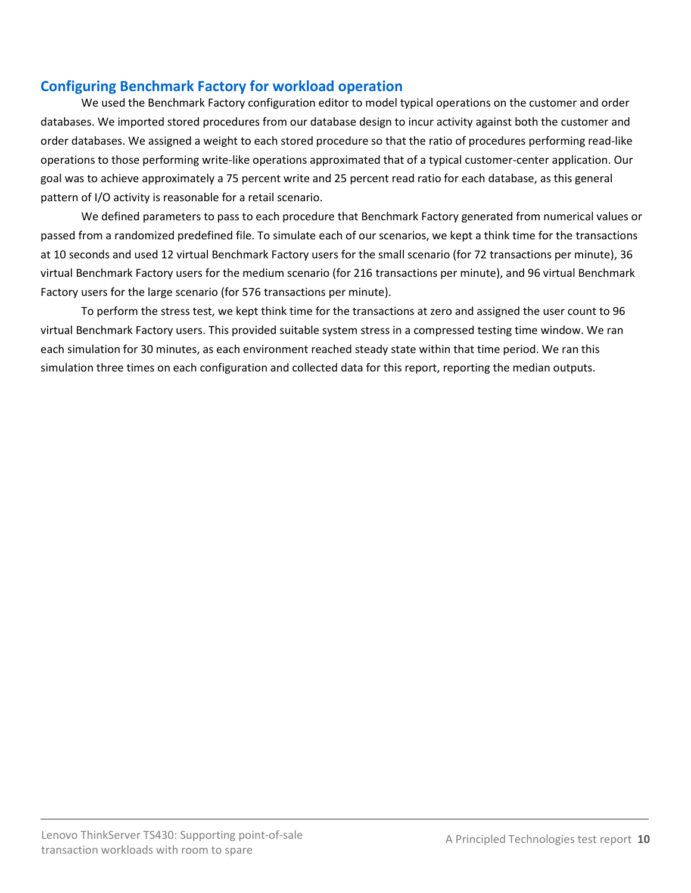## Configuring Benchmark Factory for workload operation

We used the Benchmark Factory configuration editor to model typical operations on the customer and order databases. We imported stored procedures from our database design to incur activity against both the customer and order databases. We assigned a weight to each stored procedure so that the ratio of procedures performing read-like operations to those performing write-like operations approximated that of a typical customer-center application. Our goal was to achieve approximately a 75 percent write and 25 percent read ratio for each database, as this general pattern of I/O activity is reasonable for a retail scenario.

We defined parameters to pass to each procedure that Benchmark Factory generated from numerical values or passed from a randomized predefined file. To simulate each of our scenarios, we kept a think time for the transactions at 10 seconds and used 12 virtual Benchmark Factory users for the small scenario (for 72 transactions per minute), 36 virtual Benchmark Factory users for the medium scenario (for 216 transactions per minute), and 96 virtual Benchmark Factory users for the large scenario (for 576 transactions per minute).

To perform the stress test, we kept think time for the transactions at zero and assigned the user count to 96 virtual Benchmark Factory users. This provided suitable system stress in a compressed testing time window. We ran each simulation for 30 minutes, as each environment reached steady state within that time period. We ran this simulation three times on each configuration and collected data for this report, reporting the median outputs.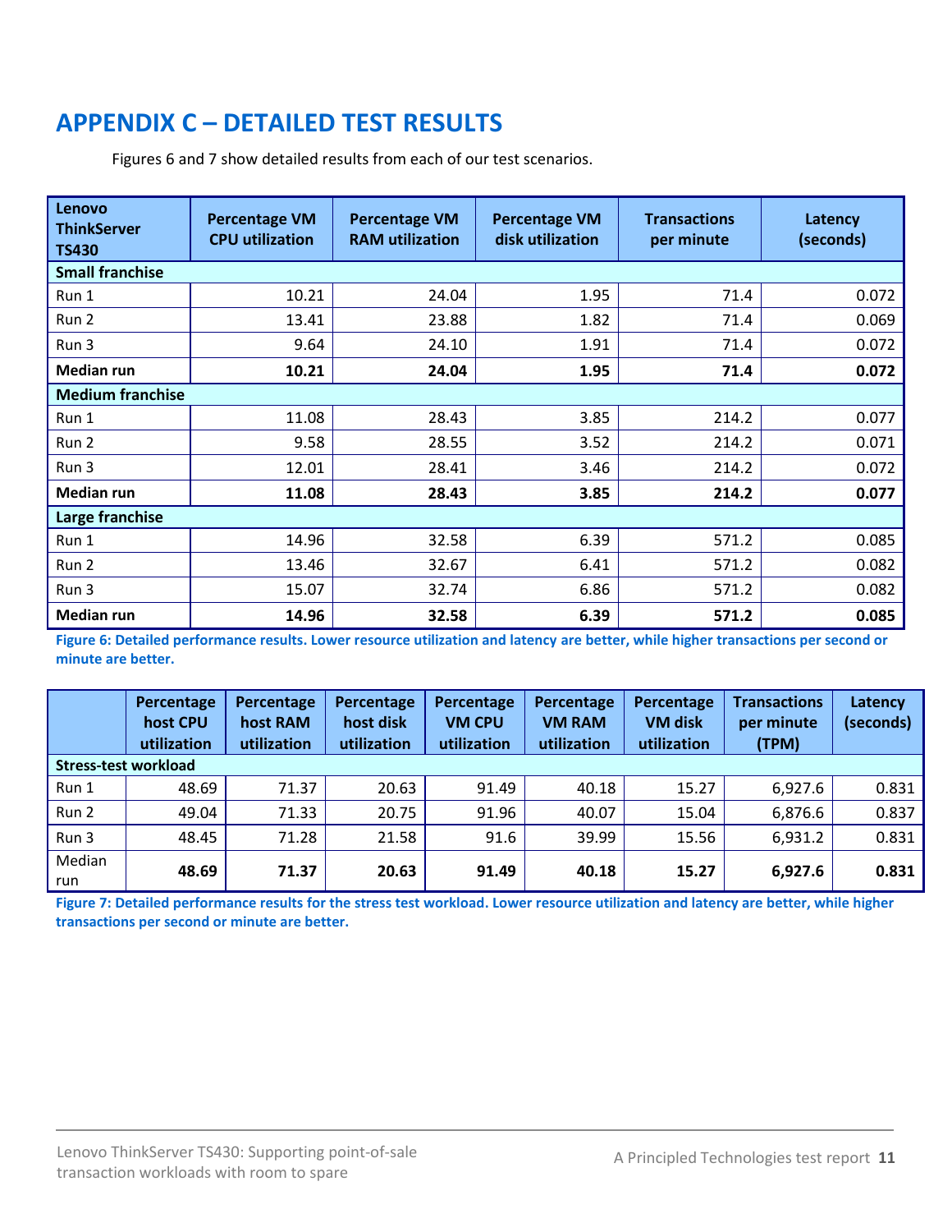# APPENDIX C – DETAILED TEST RESULTS

Figures 6 and 7 show detailed results from each of our test scenarios.

| Lenovo ThinkServer TS430 | Percentage VM CPU utilization | Percentage VM RAM utilization | Percentage VM disk utilization | Transactions per minute | Latency (seconds) |
|---|---|---|---|---|---|
| **Small franchise** | | | | | |
| Run 1 | 10.21 | 24.04 | 1.95 | 71.4 | 0.072 |
| Run 2 | 13.41 | 23.88 | 1.82 | 71.4 | 0.069 |
| Run 3 | 9.64 | 24.10 | 1.91 | 71.4 | 0.072 |
| **Median run** | **10.21** | **24.04** | **1.95** | **71.4** | **0.072** |
| **Medium franchise** | | | | | |
| Run 1 | 11.08 | 28.43 | 3.85 | 214.2 | 0.077 |
| Run 2 | 9.58 | 28.55 | 3.52 | 214.2 | 0.071 |
| Run 3 | 12.01 | 28.41 | 3.46 | 214.2 | 0.072 |
| **Median run** | **11.08** | **28.43** | **3.85** | **214.2** | **0.077** |
| **Large franchise** | | | | | |
| Run 1 | 14.96 | 32.58 | 6.39 | 571.2 | 0.085 |
| Run 2 | 13.46 | 32.67 | 6.41 | 571.2 | 0.082 |
| Run 3 | 15.07 | 32.74 | 6.86 | 571.2 | 0.082 |
| **Median run** | **14.96** | **32.58** | **6.39** | **571.2** | **0.085** |

**Figure 6: Detailed performance results. Lower resource utilization and latency are better, while higher transactions per second or minute are better.**

| | Percentage host CPU utilization | Percentage host RAM utilization | Percentage host disk utilization | Percentage VM CPU utilization | Percentage VM RAM utilization | Percentage VM disk utilization | Transactions per minute (TPM) | Latency (seconds) |
|---|---|---|---|---|---|---|---|---|
| **Stress-test workload** | | | | | | | | |
| Run 1 | 48.69 | 71.37 | 20.63 | 91.49 | 40.18 | 15.27 | 6,927.6 | 0.831 |
| Run 2 | 49.04 | 71.33 | 20.75 | 91.96 | 40.07 | 15.04 | 6,876.6 | 0.837 |
| Run 3 | 48.45 | 71.28 | 21.58 | 91.6 | 39.99 | 15.56 | 6,931.2 | 0.831 |
| Median run | **48.69** | **71.37** | **20.63** | **91.49** | **40.18** | **15.27** | **6,927.6** | **0.831** |

**Figure 7: Detailed performance results for the stress test workload. Lower resource utilization and latency are better, while higher transactions per second or minute are better.**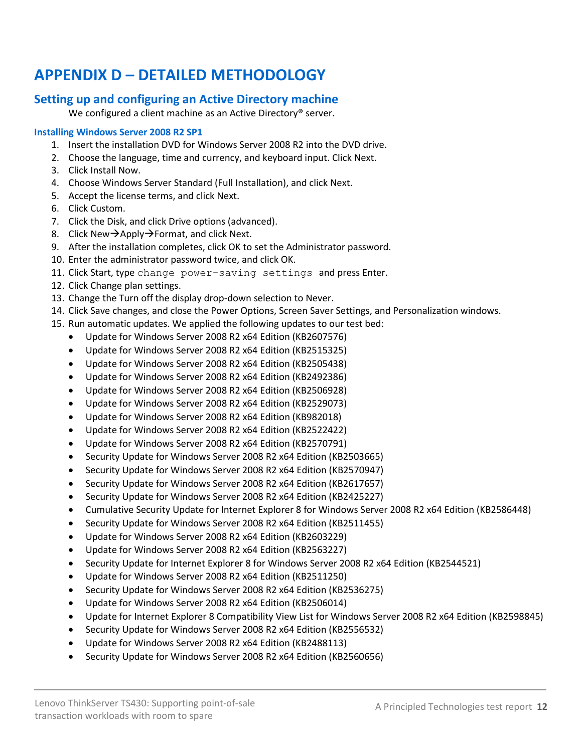# APPENDIX D – DETAILED METHODOLOGY

## Setting up and configuring an Active Directory machine

We configured a client machine as an Active Directory® server.

### Installing Windows Server 2008 R2 SP1

1. Insert the installation DVD for Windows Server 2008 R2 into the DVD drive.
2. Choose the language, time and currency, and keyboard input. Click Next.
3. Click Install Now.
4. Choose Windows Server Standard (Full Installation), and click Next.
5. Accept the license terms, and click Next.
6. Click Custom.
7. Click the Disk, and click Drive options (advanced).
8. Click New→Apply→Format, and click Next.
9. After the installation completes, click OK to set the Administrator password.
10. Enter the administrator password twice, and click OK.
11. Click Start, type `change power-saving settings` and press Enter.
12. Click Change plan settings.
13. Change the Turn off the display drop-down selection to Never.
14. Click Save changes, and close the Power Options, Screen Saver Settings, and Personalization windows.
15. Run automatic updates. We applied the following updates to our test bed:
    - Update for Windows Server 2008 R2 x64 Edition (KB2607576)
    - Update for Windows Server 2008 R2 x64 Edition (KB2515325)
    - Update for Windows Server 2008 R2 x64 Edition (KB2505438)
    - Update for Windows Server 2008 R2 x64 Edition (KB2492386)
    - Update for Windows Server 2008 R2 x64 Edition (KB2506928)
    - Update for Windows Server 2008 R2 x64 Edition (KB2529073)
    - Update for Windows Server 2008 R2 x64 Edition (KB982018)
    - Update for Windows Server 2008 R2 x64 Edition (KB2522422)
    - Update for Windows Server 2008 R2 x64 Edition (KB2570791)
    - Security Update for Windows Server 2008 R2 x64 Edition (KB2503665)
    - Security Update for Windows Server 2008 R2 x64 Edition (KB2570947)
    - Security Update for Windows Server 2008 R2 x64 Edition (KB2617657)
    - Security Update for Windows Server 2008 R2 x64 Edition (KB2425227)
    - Cumulative Security Update for Internet Explorer 8 for Windows Server 2008 R2 x64 Edition (KB2586448)
    - Security Update for Windows Server 2008 R2 x64 Edition (KB2511455)
    - Update for Windows Server 2008 R2 x64 Edition (KB2603229)
    - Update for Windows Server 2008 R2 x64 Edition (KB2563227)
    - Security Update for Internet Explorer 8 for Windows Server 2008 R2 x64 Edition (KB2544521)
    - Update for Windows Server 2008 R2 x64 Edition (KB2511250)
    - Security Update for Windows Server 2008 R2 x64 Edition (KB2536275)
    - Update for Windows Server 2008 R2 x64 Edition (KB2506014)
    - Update for Internet Explorer 8 Compatibility View List for Windows Server 2008 R2 x64 Edition (KB2598845)
    - Security Update for Windows Server 2008 R2 x64 Edition (KB2556532)
    - Update for Windows Server 2008 R2 x64 Edition (KB2488113)
    - Security Update for Windows Server 2008 R2 x64 Edition (KB2560656)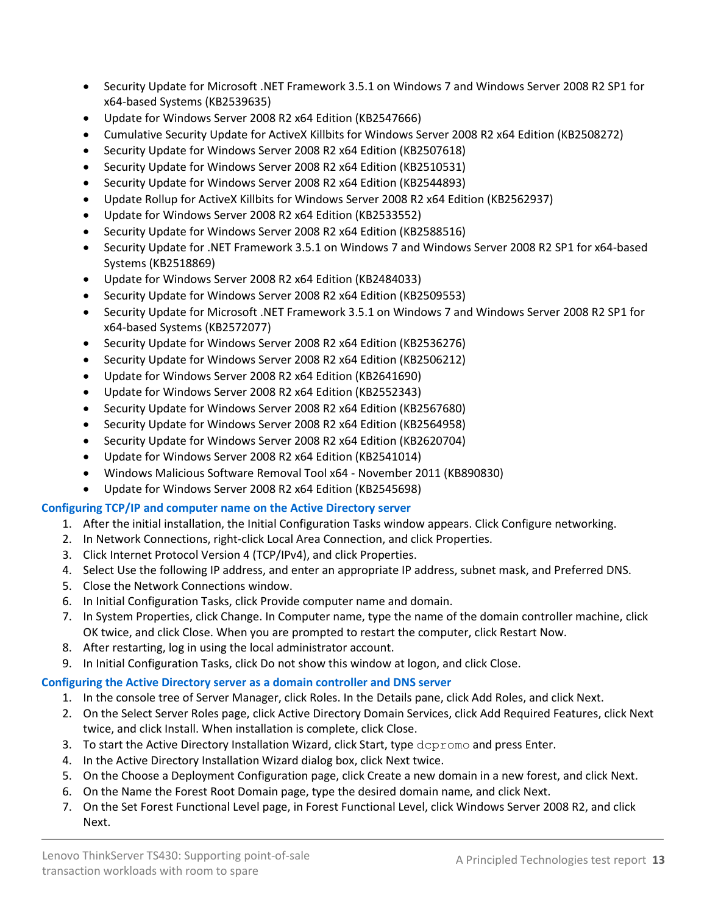- Security Update for Microsoft .NET Framework 3.5.1 on Windows 7 and Windows Server 2008 R2 SP1 for x64-based Systems (KB2539635)
- Update for Windows Server 2008 R2 x64 Edition (KB2547666)
- Cumulative Security Update for ActiveX Killbits for Windows Server 2008 R2 x64 Edition (KB2508272)
- Security Update for Windows Server 2008 R2 x64 Edition (KB2507618)
- Security Update for Windows Server 2008 R2 x64 Edition (KB2510531)
- Security Update for Windows Server 2008 R2 x64 Edition (KB2544893)
- Update Rollup for ActiveX Killbits for Windows Server 2008 R2 x64 Edition (KB2562937)
- Update for Windows Server 2008 R2 x64 Edition (KB2533552)
- Security Update for Windows Server 2008 R2 x64 Edition (KB2588516)
- Security Update for .NET Framework 3.5.1 on Windows 7 and Windows Server 2008 R2 SP1 for x64-based Systems (KB2518869)
- Update for Windows Server 2008 R2 x64 Edition (KB2484033)
- Security Update for Windows Server 2008 R2 x64 Edition (KB2509553)
- Security Update for Microsoft .NET Framework 3.5.1 on Windows 7 and Windows Server 2008 R2 SP1 for x64-based Systems (KB2572077)
- Security Update for Windows Server 2008 R2 x64 Edition (KB2536276)
- Security Update for Windows Server 2008 R2 x64 Edition (KB2506212)
- Update for Windows Server 2008 R2 x64 Edition (KB2641690)
- Update for Windows Server 2008 R2 x64 Edition (KB2552343)
- Security Update for Windows Server 2008 R2 x64 Edition (KB2567680)
- Security Update for Windows Server 2008 R2 x64 Edition (KB2564958)
- Security Update for Windows Server 2008 R2 x64 Edition (KB2620704)
- Update for Windows Server 2008 R2 x64 Edition (KB2541014)
- Windows Malicious Software Removal Tool x64 - November 2011 (KB890830)
- Update for Windows Server 2008 R2 x64 Edition (KB2545698)

### Configuring TCP/IP and computer name on the Active Directory server

1. After the initial installation, the Initial Configuration Tasks window appears. Click Configure networking.
2. In Network Connections, right-click Local Area Connection, and click Properties.
3. Click Internet Protocol Version 4 (TCP/IPv4), and click Properties.
4. Select Use the following IP address, and enter an appropriate IP address, subnet mask, and Preferred DNS.
5. Close the Network Connections window.
6. In Initial Configuration Tasks, click Provide computer name and domain.
7. In System Properties, click Change. In Computer name, type the name of the domain controller machine, click OK twice, and click Close. When you are prompted to restart the computer, click Restart Now.
8. After restarting, log in using the local administrator account.
9. In Initial Configuration Tasks, click Do not show this window at logon, and click Close.

### Configuring the Active Directory server as a domain controller and DNS server

1. In the console tree of Server Manager, click Roles. In the Details pane, click Add Roles, and click Next.
2. On the Select Server Roles page, click Active Directory Domain Services, click Add Required Features, click Next twice, and click Install. When installation is complete, click Close.
3. To start the Active Directory Installation Wizard, click Start, type `dcpromo` and press Enter.
4. In the Active Directory Installation Wizard dialog box, click Next twice.
5. On the Choose a Deployment Configuration page, click Create a new domain in a new forest, and click Next.
6. On the Name the Forest Root Domain page, type the desired domain name, and click Next.
7. On the Set Forest Functional Level page, in Forest Functional Level, click Windows Server 2008 R2, and click Next.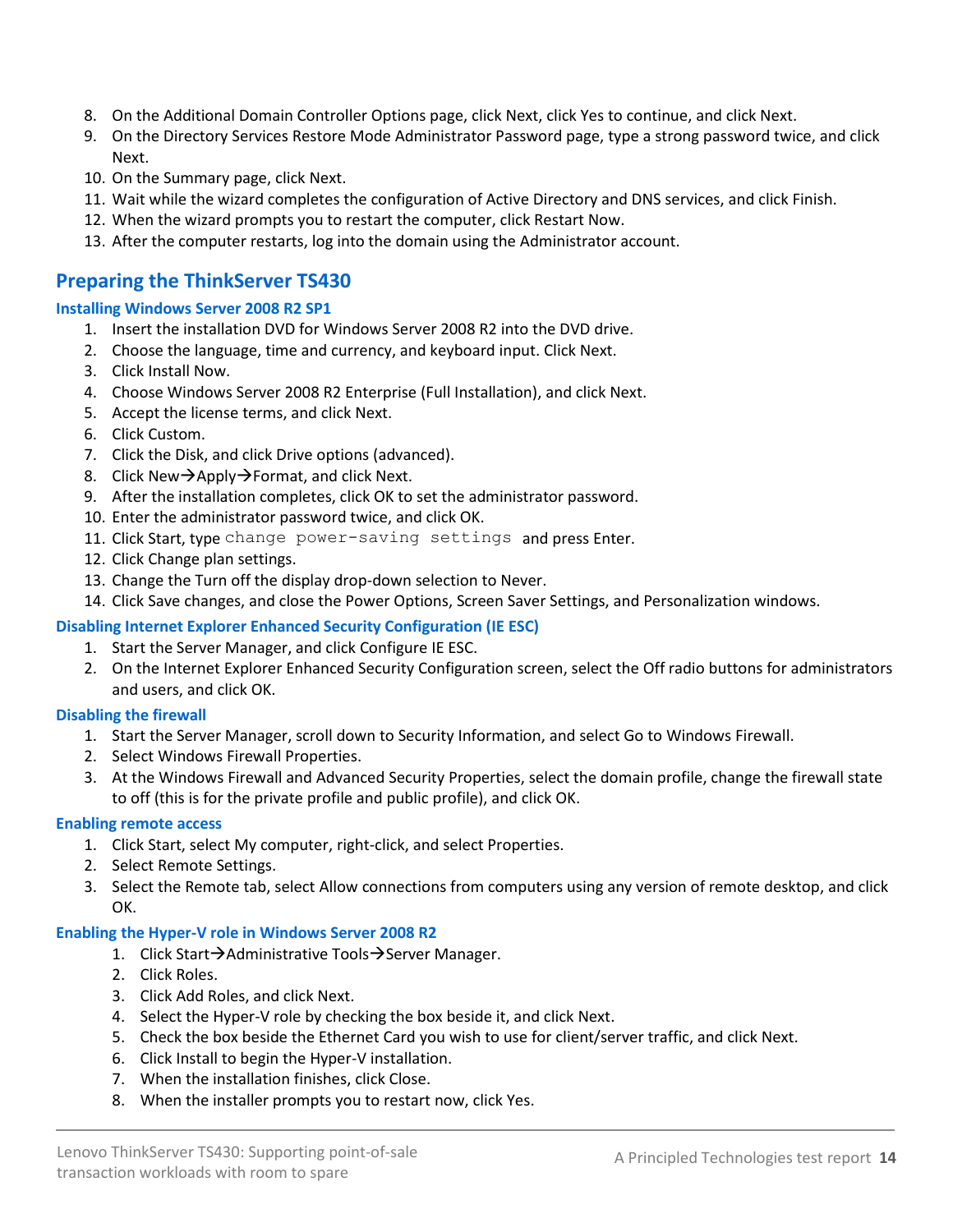8. On the Additional Domain Controller Options page, click Next, click Yes to continue, and click Next.
9. On the Directory Services Restore Mode Administrator Password page, type a strong password twice, and click Next.
10. On the Summary page, click Next.
11. Wait while the wizard completes the configuration of Active Directory and DNS services, and click Finish.
12. When the wizard prompts you to restart the computer, click Restart Now.
13. After the computer restarts, log into the domain using the Administrator account.

## Preparing the ThinkServer TS430

### Installing Windows Server 2008 R2 SP1

1. Insert the installation DVD for Windows Server 2008 R2 into the DVD drive.
2. Choose the language, time and currency, and keyboard input. Click Next.
3. Click Install Now.
4. Choose Windows Server 2008 R2 Enterprise (Full Installation), and click Next.
5. Accept the license terms, and click Next.
6. Click Custom.
7. Click the Disk, and click Drive options (advanced).
8. Click New→Apply→Format, and click Next.
9. After the installation completes, click OK to set the administrator password.
10. Enter the administrator password twice, and click OK.
11. Click Start, type `change power-saving settings` and press Enter.
12. Click Change plan settings.
13. Change the Turn off the display drop-down selection to Never.
14. Click Save changes, and close the Power Options, Screen Saver Settings, and Personalization windows.

### Disabling Internet Explorer Enhanced Security Configuration (IE ESC)

1. Start the Server Manager, and click Configure IE ESC.
2. On the Internet Explorer Enhanced Security Configuration screen, select the Off radio buttons for administrators and users, and click OK.

### Disabling the firewall

1. Start the Server Manager, scroll down to Security Information, and select Go to Windows Firewall.
2. Select Windows Firewall Properties.
3. At the Windows Firewall and Advanced Security Properties, select the domain profile, change the firewall state to off (this is for the private profile and public profile), and click OK.

### Enabling remote access

1. Click Start, select My computer, right-click, and select Properties.
2. Select Remote Settings.
3. Select the Remote tab, select Allow connections from computers using any version of remote desktop, and click OK.

### Enabling the Hyper-V role in Windows Server 2008 R2

1. Click Start→Administrative Tools→Server Manager.
2. Click Roles.
3. Click Add Roles, and click Next.
4. Select the Hyper-V role by checking the box beside it, and click Next.
5. Check the box beside the Ethernet Card you wish to use for client/server traffic, and click Next.
6. Click Install to begin the Hyper-V installation.
7. When the installation finishes, click Close.
8. When the installer prompts you to restart now, click Yes.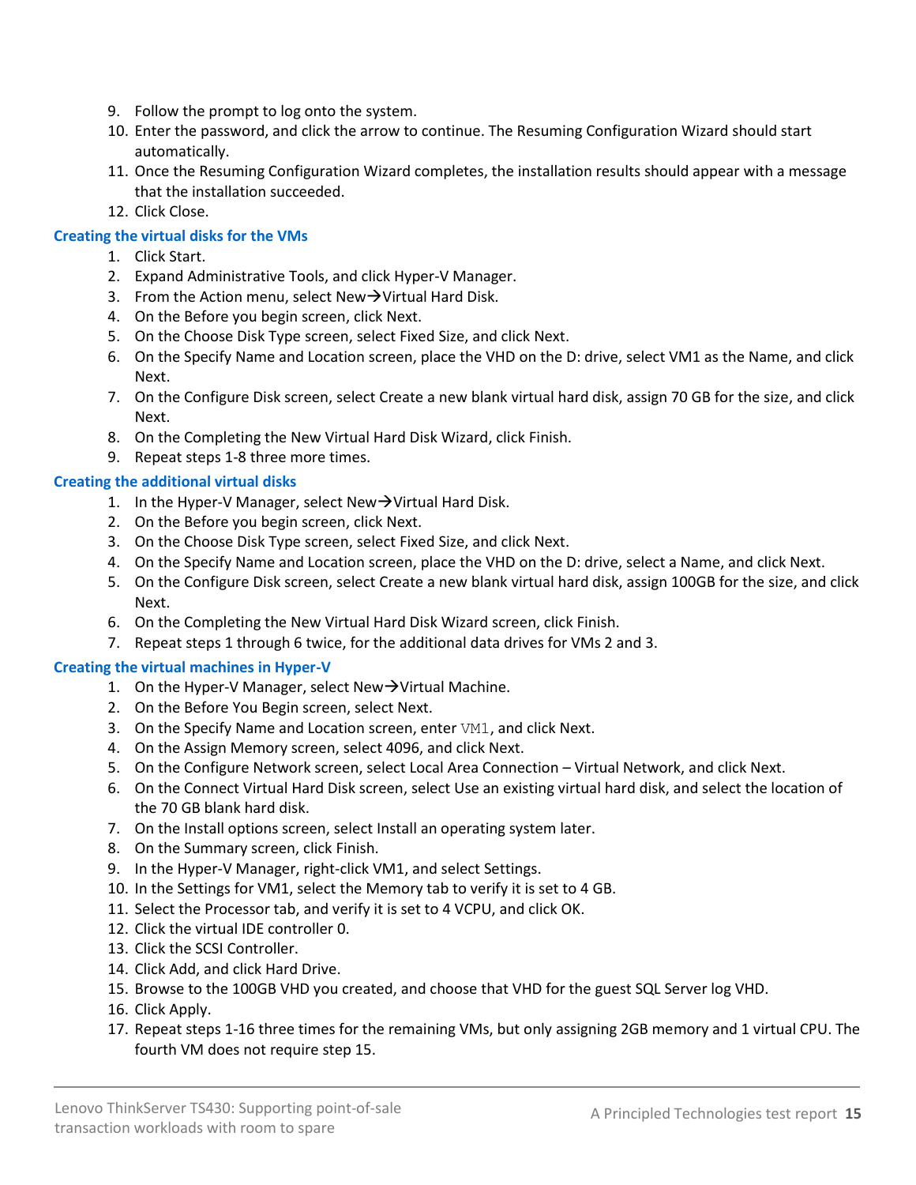9. Follow the prompt to log onto the system.
10. Enter the password, and click the arrow to continue. The Resuming Configuration Wizard should start automatically.
11. Once the Resuming Configuration Wizard completes, the installation results should appear with a message that the installation succeeded.
12. Click Close.

### Creating the virtual disks for the VMs

1. Click Start.
2. Expand Administrative Tools, and click Hyper-V Manager.
3. From the Action menu, select New→Virtual Hard Disk.
4. On the Before you begin screen, click Next.
5. On the Choose Disk Type screen, select Fixed Size, and click Next.
6. On the Specify Name and Location screen, place the VHD on the D: drive, select VM1 as the Name, and click Next.
7. On the Configure Disk screen, select Create a new blank virtual hard disk, assign 70 GB for the size, and click Next.
8. On the Completing the New Virtual Hard Disk Wizard, click Finish.
9. Repeat steps 1-8 three more times.

### Creating the additional virtual disks

1. In the Hyper-V Manager, select New→Virtual Hard Disk.
2. On the Before you begin screen, click Next.
3. On the Choose Disk Type screen, select Fixed Size, and click Next.
4. On the Specify Name and Location screen, place the VHD on the D: drive, select a Name, and click Next.
5. On the Configure Disk screen, select Create a new blank virtual hard disk, assign 100GB for the size, and click Next.
6. On the Completing the New Virtual Hard Disk Wizard screen, click Finish.
7. Repeat steps 1 through 6 twice, for the additional data drives for VMs 2 and 3.

### Creating the virtual machines in Hyper-V

1. On the Hyper-V Manager, select New→Virtual Machine.
2. On the Before You Begin screen, select Next.
3. On the Specify Name and Location screen, enter `VM1`, and click Next.
4. On the Assign Memory screen, select 4096, and click Next.
5. On the Configure Network screen, select Local Area Connection – Virtual Network, and click Next.
6. On the Connect Virtual Hard Disk screen, select Use an existing virtual hard disk, and select the location of the 70 GB blank hard disk.
7. On the Install options screen, select Install an operating system later.
8. On the Summary screen, click Finish.
9. In the Hyper-V Manager, right-click VM1, and select Settings.
10. In the Settings for VM1, select the Memory tab to verify it is set to 4 GB.
11. Select the Processor tab, and verify it is set to 4 VCPU, and click OK.
12. Click the virtual IDE controller 0.
13. Click the SCSI Controller.
14. Click Add, and click Hard Drive.
15. Browse to the 100GB VHD you created, and choose that VHD for the guest SQL Server log VHD.
16. Click Apply.
17. Repeat steps 1-16 three times for the remaining VMs, but only assigning 2GB memory and 1 virtual CPU. The fourth VM does not require step 15.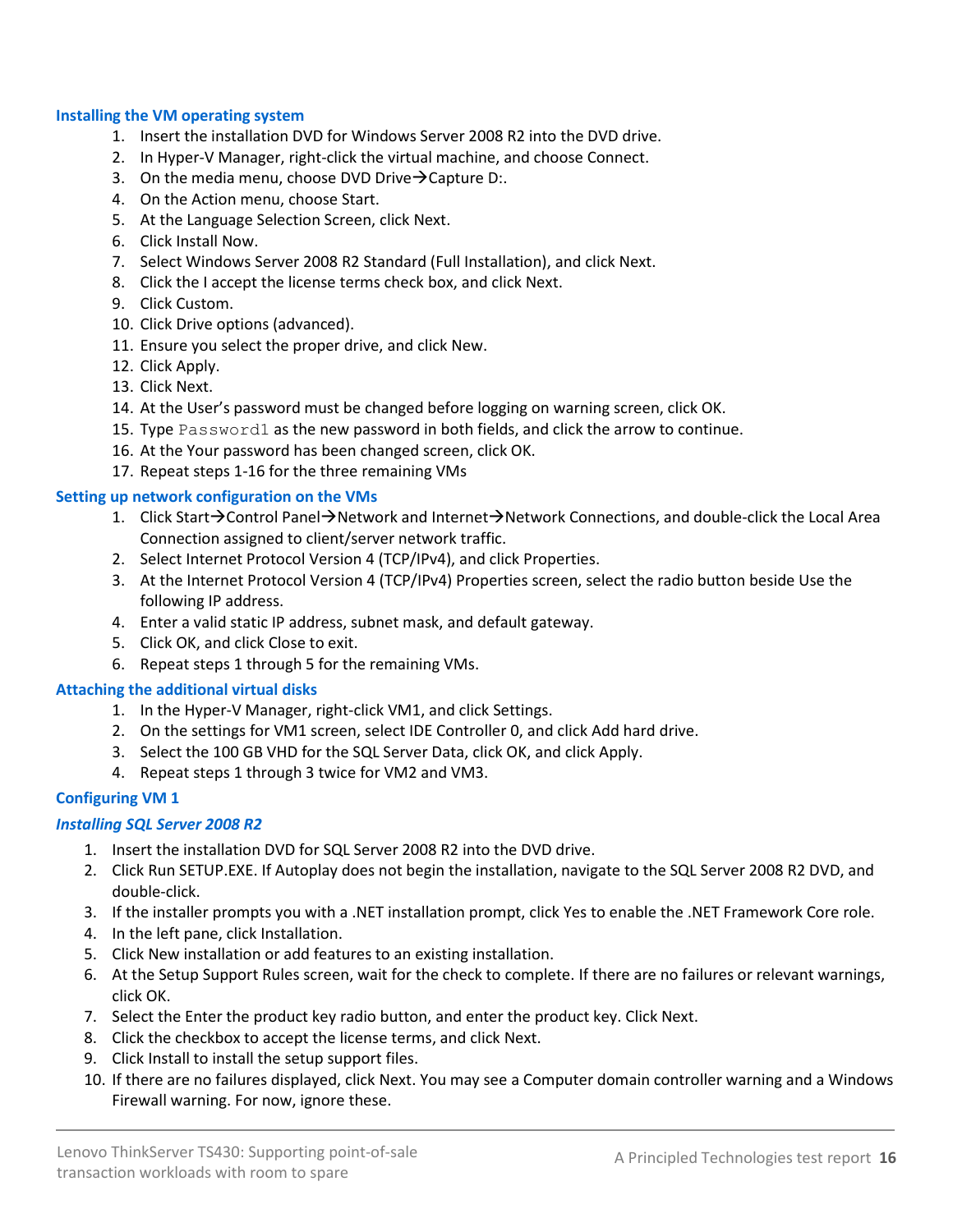### Installing the VM operating system

1. Insert the installation DVD for Windows Server 2008 R2 into the DVD drive.
2. In Hyper-V Manager, right-click the virtual machine, and choose Connect.
3. On the media menu, choose DVD Drive→Capture D:.
4. On the Action menu, choose Start.
5. At the Language Selection Screen, click Next.
6. Click Install Now.
7. Select Windows Server 2008 R2 Standard (Full Installation), and click Next.
8. Click the I accept the license terms check box, and click Next.
9. Click Custom.
10. Click Drive options (advanced).
11. Ensure you select the proper drive, and click New.
12. Click Apply.
13. Click Next.
14. At the User's password must be changed before logging on warning screen, click OK.
15. Type `Password1` as the new password in both fields, and click the arrow to continue.
16. At the Your password has been changed screen, click OK.
17. Repeat steps 1-16 for the three remaining VMs

### Setting up network configuration on the VMs

1. Click Start→Control Panel→Network and Internet→Network Connections, and double-click the Local Area Connection assigned to client/server network traffic.
2. Select Internet Protocol Version 4 (TCP/IPv4), and click Properties.
3. At the Internet Protocol Version 4 (TCP/IPv4) Properties screen, select the radio button beside Use the following IP address.
4. Enter a valid static IP address, subnet mask, and default gateway.
5. Click OK, and click Close to exit.
6. Repeat steps 1 through 5 for the remaining VMs.

### Attaching the additional virtual disks

1. In the Hyper-V Manager, right-click VM1, and click Settings.
2. On the settings for VM1 screen, select IDE Controller 0, and click Add hard drive.
3. Select the 100 GB VHD for the SQL Server Data, click OK, and click Apply.
4. Repeat steps 1 through 3 twice for VM2 and VM3.

### Configuring VM 1

#### *Installing SQL Server 2008 R2*

1. Insert the installation DVD for SQL Server 2008 R2 into the DVD drive.
2. Click Run SETUP.EXE. If Autoplay does not begin the installation, navigate to the SQL Server 2008 R2 DVD, and double-click.
3. If the installer prompts you with a .NET installation prompt, click Yes to enable the .NET Framework Core role.
4. In the left pane, click Installation.
5. Click New installation or add features to an existing installation.
6. At the Setup Support Rules screen, wait for the check to complete. If there are no failures or relevant warnings, click OK.
7. Select the Enter the product key radio button, and enter the product key. Click Next.
8. Click the checkbox to accept the license terms, and click Next.
9. Click Install to install the setup support files.
10. If there are no failures displayed, click Next. You may see a Computer domain controller warning and a Windows Firewall warning. For now, ignore these.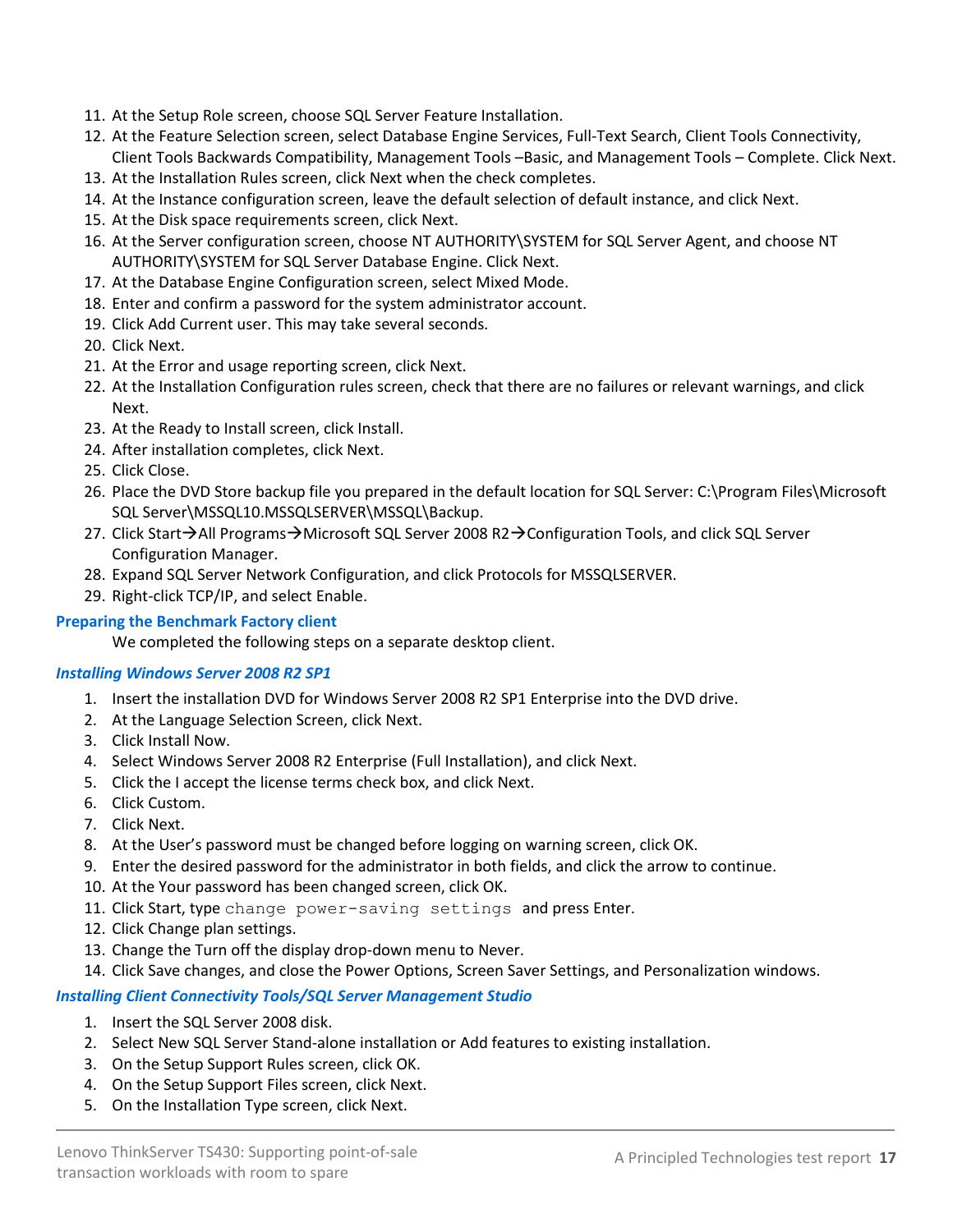11. At the Setup Role screen, choose SQL Server Feature Installation.
12. At the Feature Selection screen, select Database Engine Services, Full-Text Search, Client Tools Connectivity, Client Tools Backwards Compatibility, Management Tools –Basic, and Management Tools – Complete. Click Next.
13. At the Installation Rules screen, click Next when the check completes.
14. At the Instance configuration screen, leave the default selection of default instance, and click Next.
15. At the Disk space requirements screen, click Next.
16. At the Server configuration screen, choose NT AUTHORITY\SYSTEM for SQL Server Agent, and choose NT AUTHORITY\SYSTEM for SQL Server Database Engine. Click Next.
17. At the Database Engine Configuration screen, select Mixed Mode.
18. Enter and confirm a password for the system administrator account.
19. Click Add Current user. This may take several seconds.
20. Click Next.
21. At the Error and usage reporting screen, click Next.
22. At the Installation Configuration rules screen, check that there are no failures or relevant warnings, and click Next.
23. At the Ready to Install screen, click Install.
24. After installation completes, click Next.
25. Click Close.
26. Place the DVD Store backup file you prepared in the default location for SQL Server: C:\Program Files\Microsoft SQL Server\MSSQL10.MSSQLSERVER\MSSQL\Backup.
27. Click Start→All Programs→Microsoft SQL Server 2008 R2→Configuration Tools, and click SQL Server Configuration Manager.
28. Expand SQL Server Network Configuration, and click Protocols for MSSQLSERVER.
29. Right-click TCP/IP, and select Enable.

### Preparing the Benchmark Factory client

We completed the following steps on a separate desktop client.

#### *Installing Windows Server 2008 R2 SP1*

1. Insert the installation DVD for Windows Server 2008 R2 SP1 Enterprise into the DVD drive.
2. At the Language Selection Screen, click Next.
3. Click Install Now.
4. Select Windows Server 2008 R2 Enterprise (Full Installation), and click Next.
5. Click the I accept the license terms check box, and click Next.
6. Click Custom.
7. Click Next.
8. At the User's password must be changed before logging on warning screen, click OK.
9. Enter the desired password for the administrator in both fields, and click the arrow to continue.
10. At the Your password has been changed screen, click OK.
11. Click Start, type `change power-saving settings` and press Enter.
12. Click Change plan settings.
13. Change the Turn off the display drop-down menu to Never.
14. Click Save changes, and close the Power Options, Screen Saver Settings, and Personalization windows.

#### *Installing Client Connectivity Tools/SQL Server Management Studio*

1. Insert the SQL Server 2008 disk.
2. Select New SQL Server Stand-alone installation or Add features to existing installation.
3. On the Setup Support Rules screen, click OK.
4. On the Setup Support Files screen, click Next.
5. On the Installation Type screen, click Next.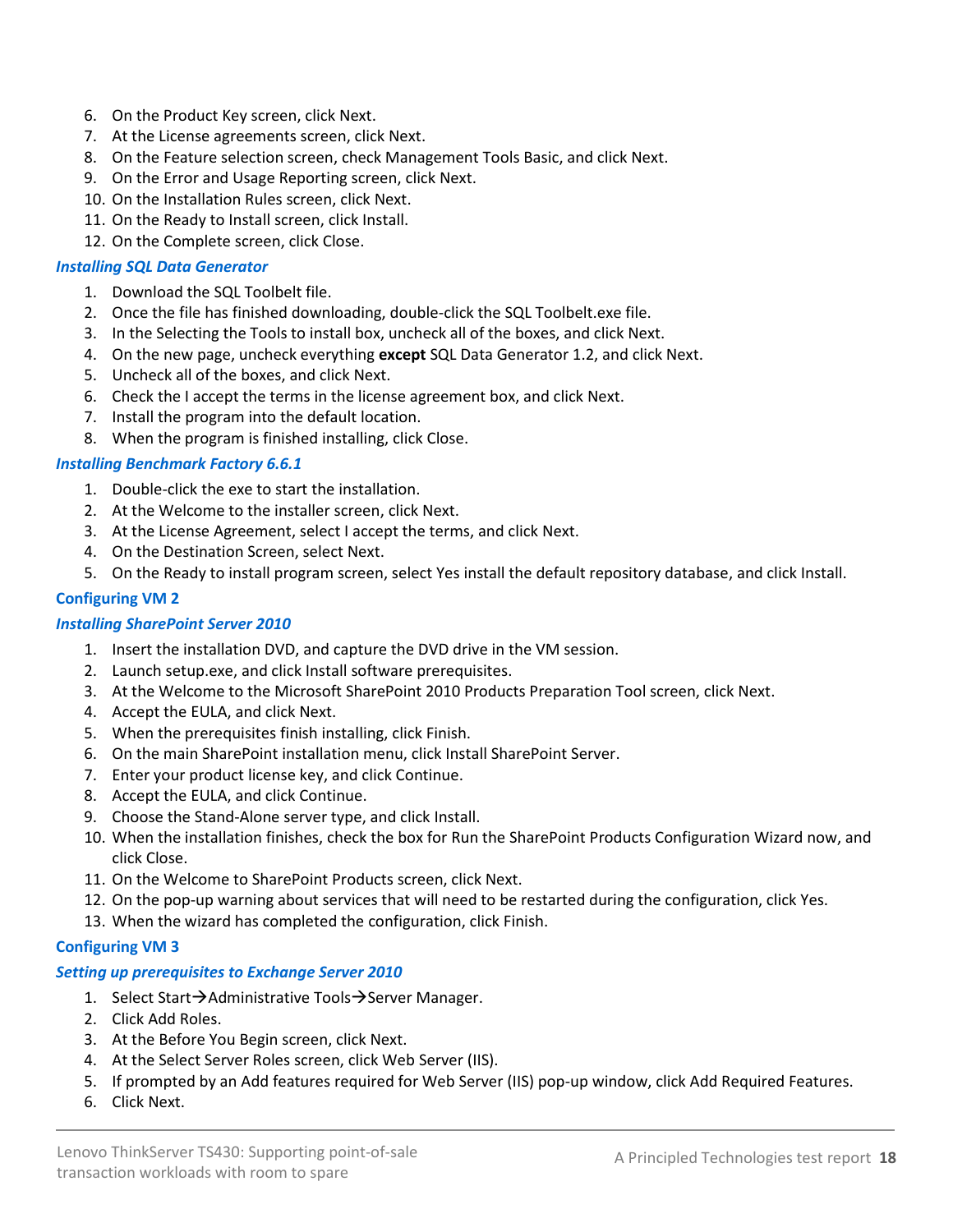6. On the Product Key screen, click Next.
7. At the License agreements screen, click Next.
8. On the Feature selection screen, check Management Tools Basic, and click Next.
9. On the Error and Usage Reporting screen, click Next.
10. On the Installation Rules screen, click Next.
11. On the Ready to Install screen, click Install.
12. On the Complete screen, click Close.

#### *Installing SQL Data Generator*

1. Download the SQL Toolbelt file.
2. Once the file has finished downloading, double-click the SQL Toolbelt.exe file.
3. In the Selecting the Tools to install box, uncheck all of the boxes, and click Next.
4. On the new page, uncheck everything **except** SQL Data Generator 1.2, and click Next.
5. Uncheck all of the boxes, and click Next.
6. Check the I accept the terms in the license agreement box, and click Next.
7. Install the program into the default location.
8. When the program is finished installing, click Close.

#### *Installing Benchmark Factory 6.6.1*

1. Double-click the exe to start the installation.
2. At the Welcome to the installer screen, click Next.
3. At the License Agreement, select I accept the terms, and click Next.
4. On the Destination Screen, select Next.
5. On the Ready to install program screen, select Yes install the default repository database, and click Install.

### Configuring VM 2

#### *Installing SharePoint Server 2010*

1. Insert the installation DVD, and capture the DVD drive in the VM session.
2. Launch setup.exe, and click Install software prerequisites.
3. At the Welcome to the Microsoft SharePoint 2010 Products Preparation Tool screen, click Next.
4. Accept the EULA, and click Next.
5. When the prerequisites finish installing, click Finish.
6. On the main SharePoint installation menu, click Install SharePoint Server.
7. Enter your product license key, and click Continue.
8. Accept the EULA, and click Continue.
9. Choose the Stand-Alone server type, and click Install.
10. When the installation finishes, check the box for Run the SharePoint Products Configuration Wizard now, and click Close.
11. On the Welcome to SharePoint Products screen, click Next.
12. On the pop-up warning about services that will need to be restarted during the configuration, click Yes.
13. When the wizard has completed the configuration, click Finish.

### Configuring VM 3

#### *Setting up prerequisites to Exchange Server 2010*

1. Select Start→Administrative Tools→Server Manager.
2. Click Add Roles.
3. At the Before You Begin screen, click Next.
4. At the Select Server Roles screen, click Web Server (IIS).
5. If prompted by an Add features required for Web Server (IIS) pop-up window, click Add Required Features.
6. Click Next.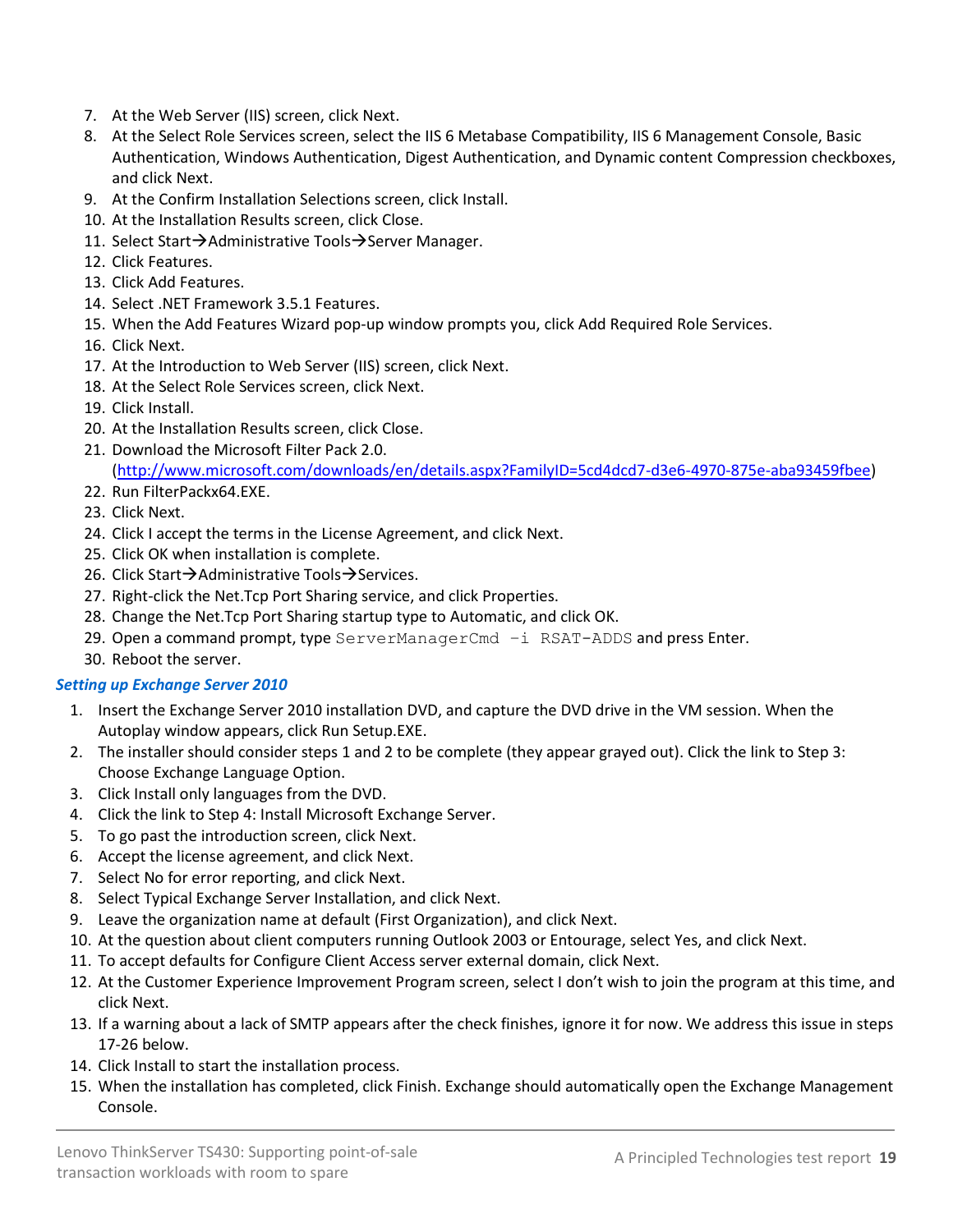7. At the Web Server (IIS) screen, click Next.
8. At the Select Role Services screen, select the IIS 6 Metabase Compatibility, IIS 6 Management Console, Basic Authentication, Windows Authentication, Digest Authentication, and Dynamic content Compression checkboxes, and click Next.
9. At the Confirm Installation Selections screen, click Install.
10. At the Installation Results screen, click Close.
11. Select Start→Administrative Tools→Server Manager.
12. Click Features.
13. Click Add Features.
14. Select .NET Framework 3.5.1 Features.
15. When the Add Features Wizard pop-up window prompts you, click Add Required Role Services.
16. Click Next.
17. At the Introduction to Web Server (IIS) screen, click Next.
18. At the Select Role Services screen, click Next.
19. Click Install.
20. At the Installation Results screen, click Close.
21. Download the Microsoft Filter Pack 2.0. (http://www.microsoft.com/downloads/en/details.aspx?FamilyID=5cd4dcd7-d3e6-4970-875e-aba93459fbee)
22. Run FilterPackx64.EXE.
23. Click Next.
24. Click I accept the terms in the License Agreement, and click Next.
25. Click OK when installation is complete.
26. Click Start→Administrative Tools→Services.
27. Right-click the Net.Tcp Port Sharing service, and click Properties.
28. Change the Net.Tcp Port Sharing startup type to Automatic, and click OK.
29. Open a command prompt, type `ServerManagerCmd –i RSAT-ADDS` and press Enter.
30. Reboot the server.

### *Setting up Exchange Server 2010*

1. Insert the Exchange Server 2010 installation DVD, and capture the DVD drive in the VM session. When the Autoplay window appears, click Run Setup.EXE.
2. The installer should consider steps 1 and 2 to be complete (they appear grayed out). Click the link to Step 3: Choose Exchange Language Option.
3. Click Install only languages from the DVD.
4. Click the link to Step 4: Install Microsoft Exchange Server.
5. To go past the introduction screen, click Next.
6. Accept the license agreement, and click Next.
7. Select No for error reporting, and click Next.
8. Select Typical Exchange Server Installation, and click Next.
9. Leave the organization name at default (First Organization), and click Next.
10. At the question about client computers running Outlook 2003 or Entourage, select Yes, and click Next.
11. To accept defaults for Configure Client Access server external domain, click Next.
12. At the Customer Experience Improvement Program screen, select I don't wish to join the program at this time, and click Next.
13. If a warning about a lack of SMTP appears after the check finishes, ignore it for now. We address this issue in steps 17-26 below.
14. Click Install to start the installation process.
15. When the installation has completed, click Finish. Exchange should automatically open the Exchange Management Console.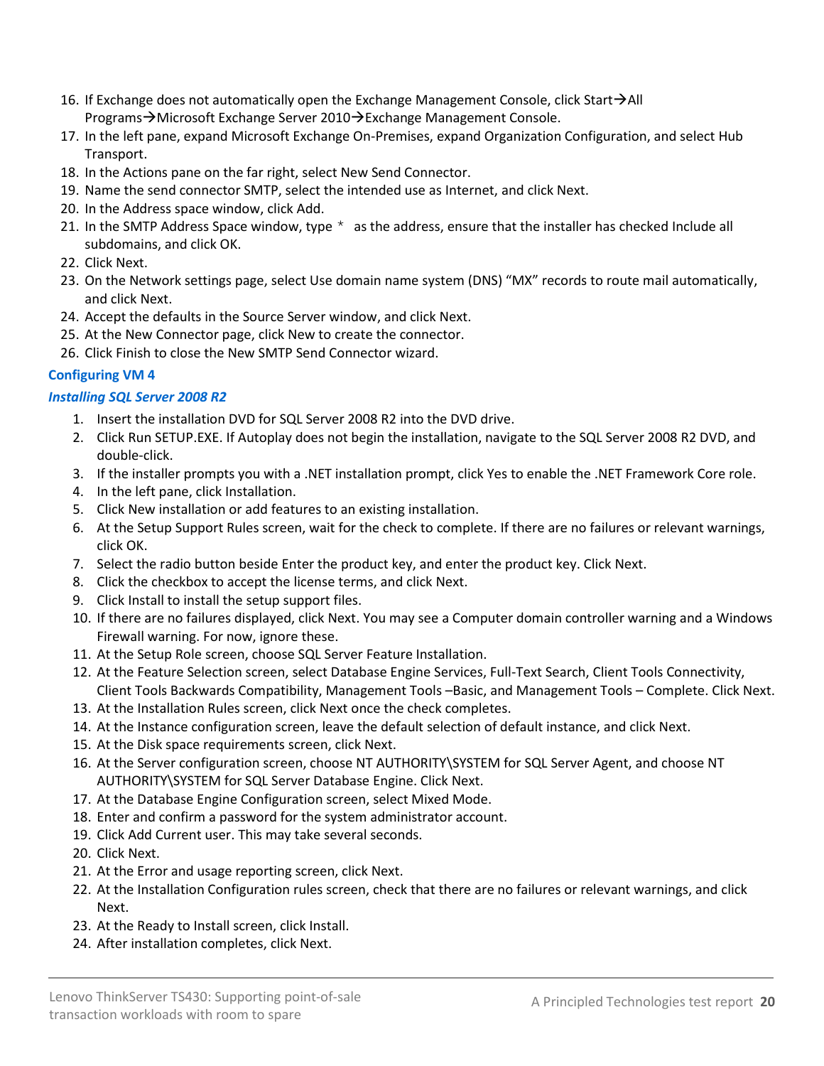16. If Exchange does not automatically open the Exchange Management Console, click Start→All Programs→Microsoft Exchange Server 2010→Exchange Management Console.
17. In the left pane, expand Microsoft Exchange On-Premises, expand Organization Configuration, and select Hub Transport.
18. In the Actions pane on the far right, select New Send Connector.
19. Name the send connector SMTP, select the intended use as Internet, and click Next.
20. In the Address space window, click Add.
21. In the SMTP Address Space window, type * as the address, ensure that the installer has checked Include all subdomains, and click OK.
22. Click Next.
23. On the Network settings page, select Use domain name system (DNS) “MX” records to route mail automatically, and click Next.
24. Accept the defaults in the Source Server window, and click Next.
25. At the New Connector page, click New to create the connector.
26. Click Finish to close the New SMTP Send Connector wizard.

### Configuring VM 4

#### *Installing SQL Server 2008 R2*

1. Insert the installation DVD for SQL Server 2008 R2 into the DVD drive.
2. Click Run SETUP.EXE. If Autoplay does not begin the installation, navigate to the SQL Server 2008 R2 DVD, and double-click.
3. If the installer prompts you with a .NET installation prompt, click Yes to enable the .NET Framework Core role.
4. In the left pane, click Installation.
5. Click New installation or add features to an existing installation.
6. At the Setup Support Rules screen, wait for the check to complete. If there are no failures or relevant warnings, click OK.
7. Select the radio button beside Enter the product key, and enter the product key. Click Next.
8. Click the checkbox to accept the license terms, and click Next.
9. Click Install to install the setup support files.
10. If there are no failures displayed, click Next. You may see a Computer domain controller warning and a Windows Firewall warning. For now, ignore these.
11. At the Setup Role screen, choose SQL Server Feature Installation.
12. At the Feature Selection screen, select Database Engine Services, Full-Text Search, Client Tools Connectivity, Client Tools Backwards Compatibility, Management Tools –Basic, and Management Tools – Complete. Click Next.
13. At the Installation Rules screen, click Next once the check completes.
14. At the Instance configuration screen, leave the default selection of default instance, and click Next.
15. At the Disk space requirements screen, click Next.
16. At the Server configuration screen, choose NT AUTHORITY\SYSTEM for SQL Server Agent, and choose NT AUTHORITY\SYSTEM for SQL Server Database Engine. Click Next.
17. At the Database Engine Configuration screen, select Mixed Mode.
18. Enter and confirm a password for the system administrator account.
19. Click Add Current user. This may take several seconds.
20. Click Next.
21. At the Error and usage reporting screen, click Next.
22. At the Installation Configuration rules screen, check that there are no failures or relevant warnings, and click Next.
23. At the Ready to Install screen, click Install.
24. After installation completes, click Next.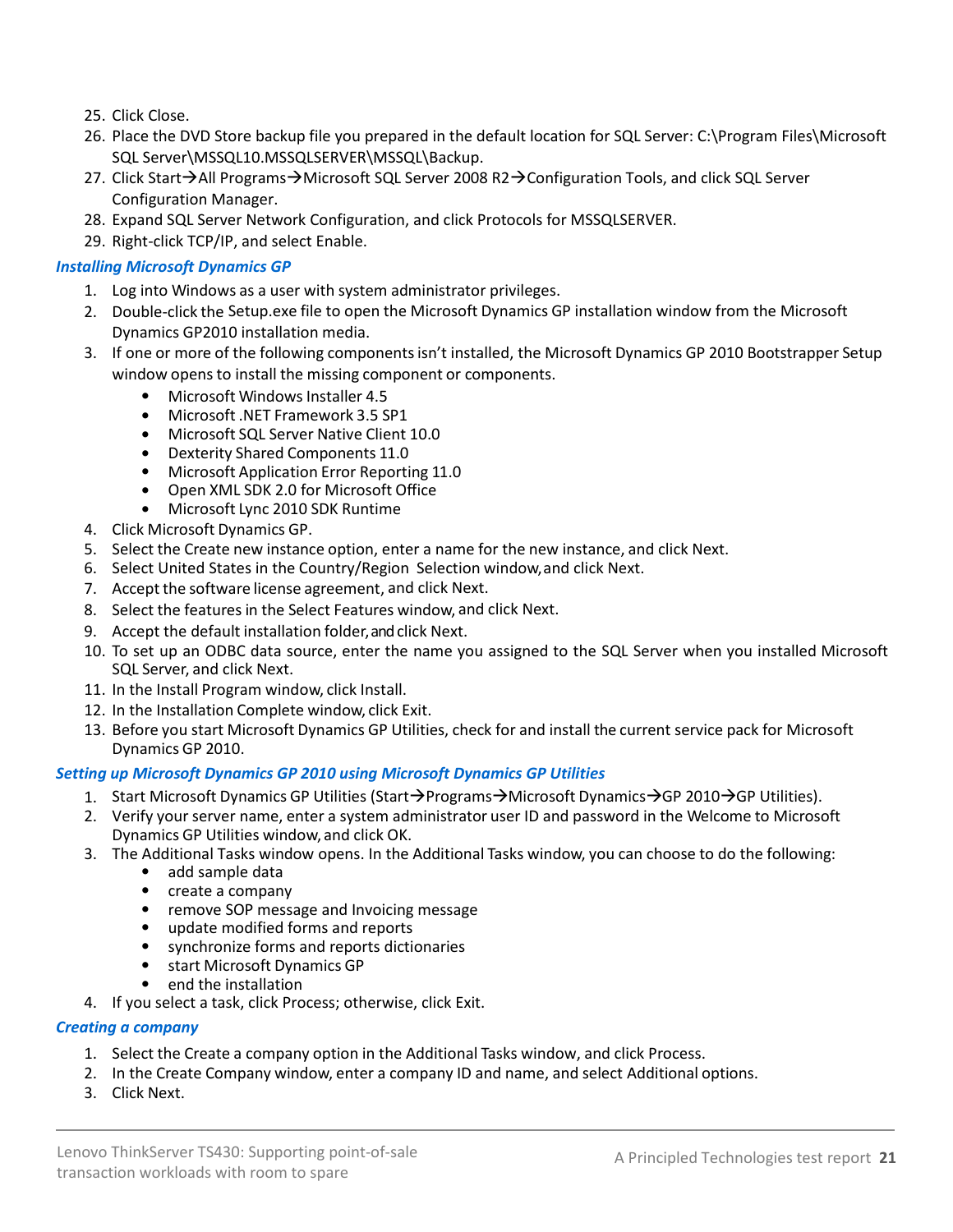25. Click Close.
26. Place the DVD Store backup file you prepared in the default location for SQL Server: C:\Program Files\Microsoft SQL Server\MSSQL10.MSSQLSERVER\MSSQL\Backup.
27. Click Start→All Programs→Microsoft SQL Server 2008 R2→Configuration Tools, and click SQL Server Configuration Manager.
28. Expand SQL Server Network Configuration, and click Protocols for MSSQLSERVER.
29. Right-click TCP/IP, and select Enable.

### *Installing Microsoft Dynamics GP*

1. Log into Windows as a user with system administrator privileges.
2. Double-click the Setup.exe file to open the Microsoft Dynamics GP installation window from the Microsoft Dynamics GP2010 installation media.
3. If one or more of the following components isn't installed, the Microsoft Dynamics GP 2010 Bootstrapper Setup window opens to install the missing component or components.
   - Microsoft Windows Installer 4.5
   - Microsoft .NET Framework 3.5 SP1
   - Microsoft SQL Server Native Client 10.0
   - Dexterity Shared Components 11.0
   - Microsoft Application Error Reporting 11.0
   - Open XML SDK 2.0 for Microsoft Office
   - Microsoft Lync 2010 SDK Runtime
4. Click Microsoft Dynamics GP.
5. Select the Create new instance option, enter a name for the new instance, and click Next.
6. Select United States in the Country/Region Selection window, and click Next.
7. Accept the software license agreement, and click Next.
8. Select the features in the Select Features window, and click Next.
9. Accept the default installation folder, and click Next.
10. To set up an ODBC data source, enter the name you assigned to the SQL Server when you installed Microsoft SQL Server, and click Next.
11. In the Install Program window, click Install.
12. In the Installation Complete window, click Exit.
13. Before you start Microsoft Dynamics GP Utilities, check for and install the current service pack for Microsoft Dynamics GP 2010.

### *Setting up Microsoft Dynamics GP 2010 using Microsoft Dynamics GP Utilities*

1. Start Microsoft Dynamics GP Utilities (Start→Programs→Microsoft Dynamics→GP 2010→GP Utilities).
2. Verify your server name, enter a system administrator user ID and password in the Welcome to Microsoft Dynamics GP Utilities window, and click OK.
3. The Additional Tasks window opens. In the Additional Tasks window, you can choose to do the following:
   - add sample data
   - create a company
   - remove SOP message and Invoicing message
   - update modified forms and reports
   - synchronize forms and reports dictionaries
   - start Microsoft Dynamics GP
   - end the installation
4. If you select a task, click Process; otherwise, click Exit.

### *Creating a company*

1. Select the Create a company option in the Additional Tasks window, and click Process.
2. In the Create Company window, enter a company ID and name, and select Additional options.
3. Click Next.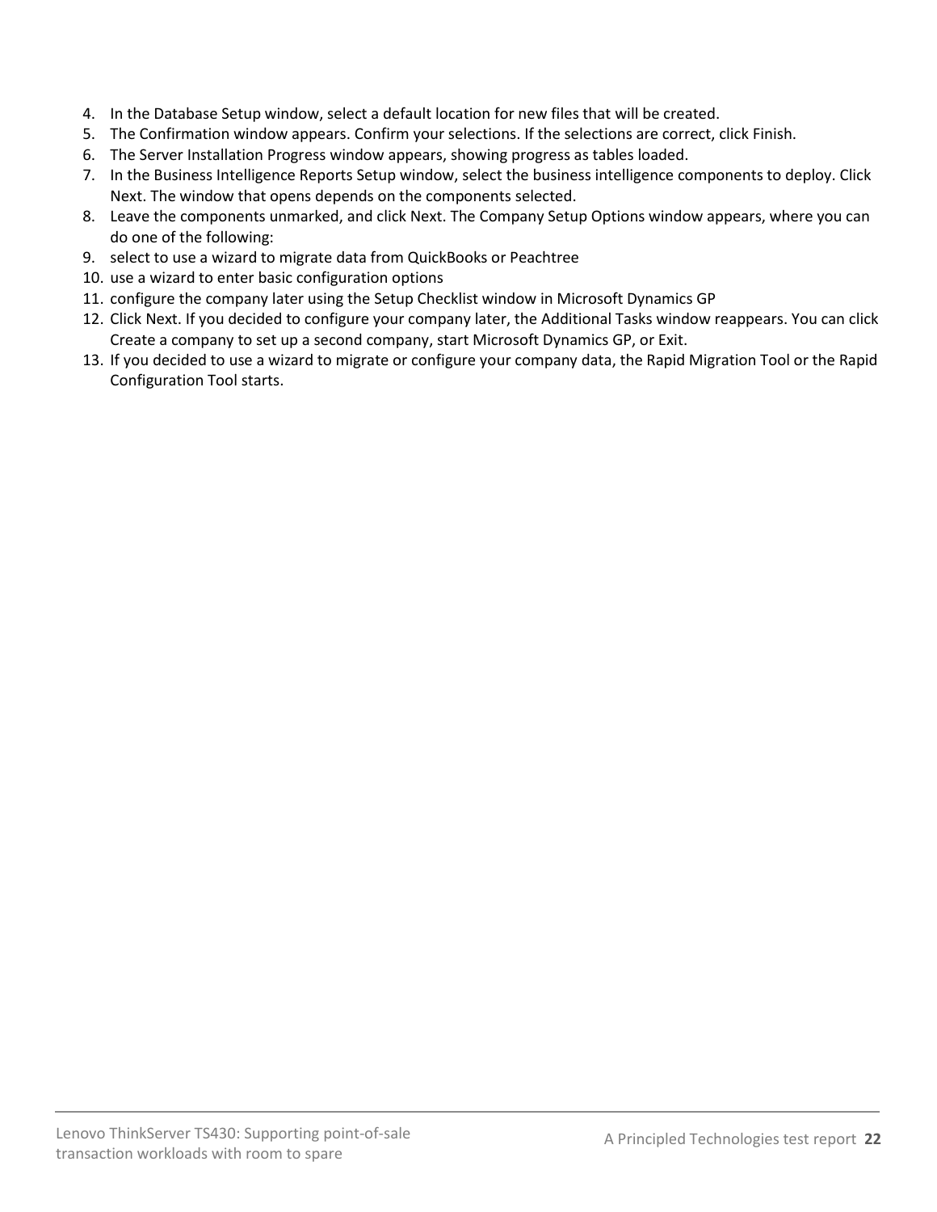4. In the Database Setup window, select a default location for new files that will be created.
5. The Confirmation window appears. Confirm your selections. If the selections are correct, click Finish.
6. The Server Installation Progress window appears, showing progress as tables loaded.
7. In the Business Intelligence Reports Setup window, select the business intelligence components to deploy. Click Next. The window that opens depends on the components selected.
8. Leave the components unmarked, and click Next. The Company Setup Options window appears, where you can do one of the following:
9. select to use a wizard to migrate data from QuickBooks or Peachtree
10. use a wizard to enter basic configuration options
11. configure the company later using the Setup Checklist window in Microsoft Dynamics GP
12. Click Next. If you decided to configure your company later, the Additional Tasks window reappears. You can click Create a company to set up a second company, start Microsoft Dynamics GP, or Exit.
13. If you decided to use a wizard to migrate or configure your company data, the Rapid Migration Tool or the Rapid Configuration Tool starts.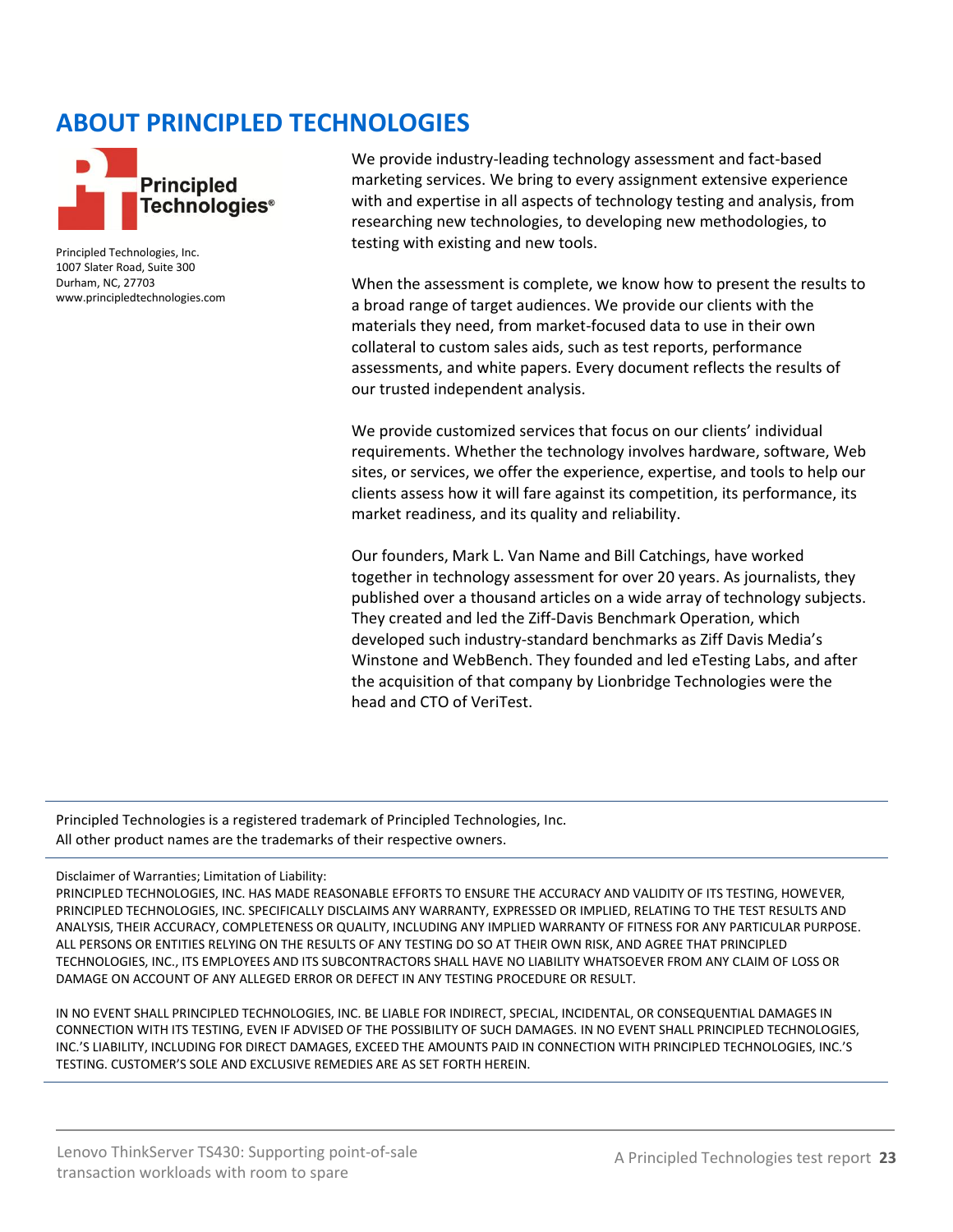# ABOUT PRINCIPLED TECHNOLOGIES

Principled Technologies, Inc.
1007 Slater Road, Suite 300
Durham, NC, 27703
www.principledtechnologies.com

We provide industry-leading technology assessment and fact-based marketing services. We bring to every assignment extensive experience with and expertise in all aspects of technology testing and analysis, from researching new technologies, to developing new methodologies, to testing with existing and new tools.

When the assessment is complete, we know how to present the results to a broad range of target audiences. We provide our clients with the materials they need, from market-focused data to use in their own collateral to custom sales aids, such as test reports, performance assessments, and white papers. Every document reflects the results of our trusted independent analysis.

We provide customized services that focus on our clients' individual requirements. Whether the technology involves hardware, software, Web sites, or services, we offer the experience, expertise, and tools to help our clients assess how it will fare against its competition, its performance, its market readiness, and its quality and reliability.

Our founders, Mark L. Van Name and Bill Catchings, have worked together in technology assessment for over 20 years. As journalists, they published over a thousand articles on a wide array of technology subjects. They created and led the Ziff-Davis Benchmark Operation, which developed such industry-standard benchmarks as Ziff Davis Media's Winstone and WebBench. They founded and led eTesting Labs, and after the acquisition of that company by Lionbridge Technologies were the head and CTO of VeriTest.

Principled Technologies is a registered trademark of Principled Technologies, Inc.
All other product names are the trademarks of their respective owners.

Disclaimer of Warranties; Limitation of Liability:
PRINCIPLED TECHNOLOGIES, INC. HAS MADE REASONABLE EFFORTS TO ENSURE THE ACCURACY AND VALIDITY OF ITS TESTING, HOWEVER, PRINCIPLED TECHNOLOGIES, INC. SPECIFICALLY DISCLAIMS ANY WARRANTY, EXPRESSED OR IMPLIED, RELATING TO THE TEST RESULTS AND ANALYSIS, THEIR ACCURACY, COMPLETENESS OR QUALITY, INCLUDING ANY IMPLIED WARRANTY OF FITNESS FOR ANY PARTICULAR PURPOSE. ALL PERSONS OR ENTITIES RELYING ON THE RESULTS OF ANY TESTING DO SO AT THEIR OWN RISK, AND AGREE THAT PRINCIPLED TECHNOLOGIES, INC., ITS EMPLOYEES AND ITS SUBCONTRACTORS SHALL HAVE NO LIABILITY WHATSOEVER FROM ANY CLAIM OF LOSS OR DAMAGE ON ACCOUNT OF ANY ALLEGED ERROR OR DEFECT IN ANY TESTING PROCEDURE OR RESULT.

IN NO EVENT SHALL PRINCIPLED TECHNOLOGIES, INC. BE LIABLE FOR INDIRECT, SPECIAL, INCIDENTAL, OR CONSEQUENTIAL DAMAGES IN CONNECTION WITH ITS TESTING, EVEN IF ADVISED OF THE POSSIBILITY OF SUCH DAMAGES. IN NO EVENT SHALL PRINCIPLED TECHNOLOGIES, INC.'S LIABILITY, INCLUDING FOR DIRECT DAMAGES, EXCEED THE AMOUNTS PAID IN CONNECTION WITH PRINCIPLED TECHNOLOGIES, INC.'S TESTING. CUSTOMER'S SOLE AND EXCLUSIVE REMEDIES ARE AS SET FORTH HEREIN.